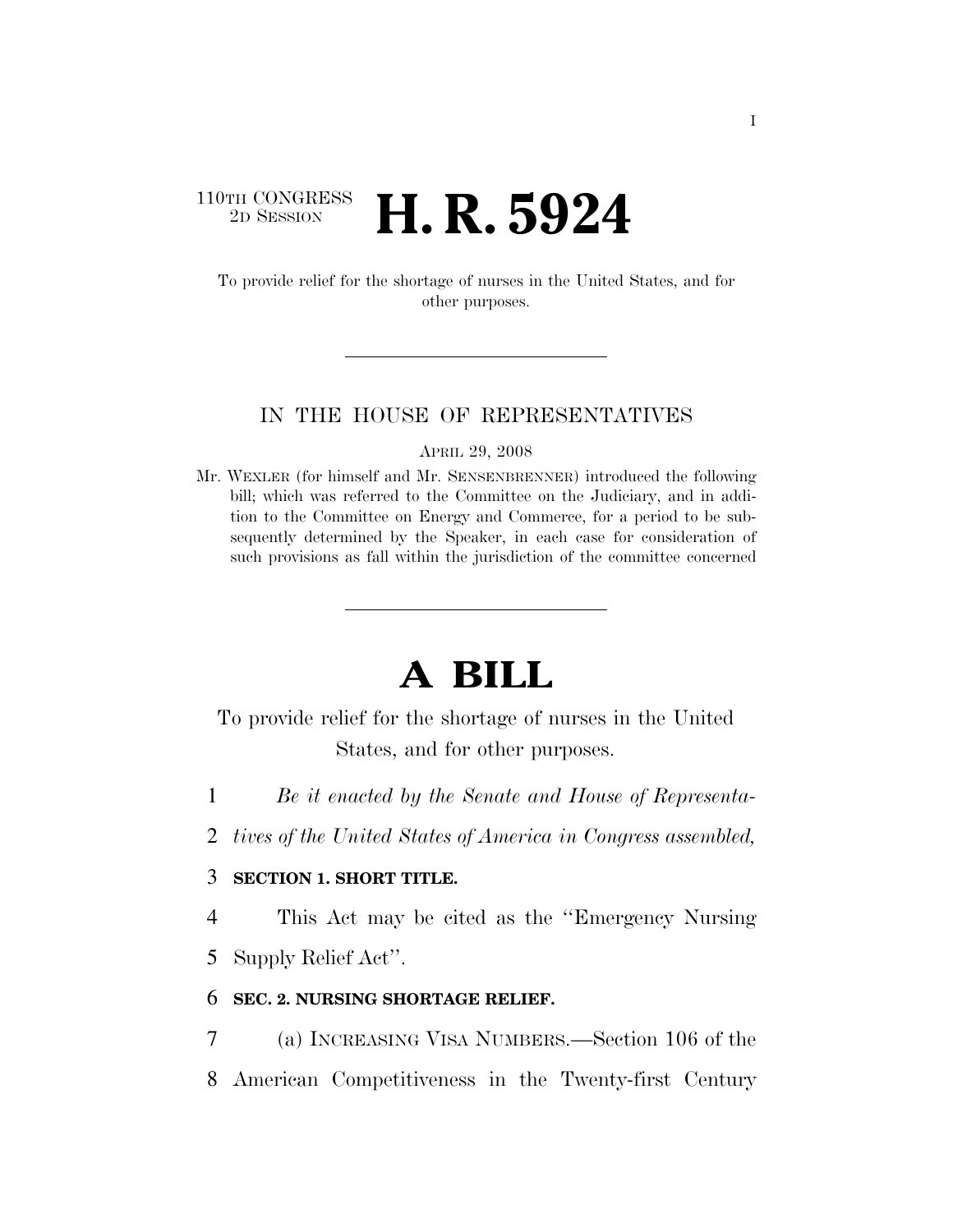110TH CONGRESS
2D SESSION

# H. R. 5924

To provide relief for the shortage of nurses in the United States, and for other purposes.

---

IN THE HOUSE OF REPRESENTATIVES

APRIL 29, 2008

Mr. WEXLER (for himself and Mr. SENSENBRENNER) introduced the following bill; which was referred to the Committee on the Judiciary, and in addition to the Committee on Energy and Commerce, for a period to be subsequently determined by the Speaker, in each case for consideration of such provisions as fall within the jurisdiction of the committee concerned

---

# A BILL

To provide relief for the shortage of nurses in the United States, and for other purposes.

1 *Be it enacted by the Senate and House of Representa-*

2 *tives of the United States of America in Congress assembled,*

3 **SECTION 1. SHORT TITLE.**

4 This Act may be cited as the ''Emergency Nursing

5 Supply Relief Act''.

6 **SEC. 2. NURSING SHORTAGE RELIEF.**

7 (a) INCREASING VISA NUMBERS.—Section 106 of the

8 American Competitiveness in the Twenty-first Century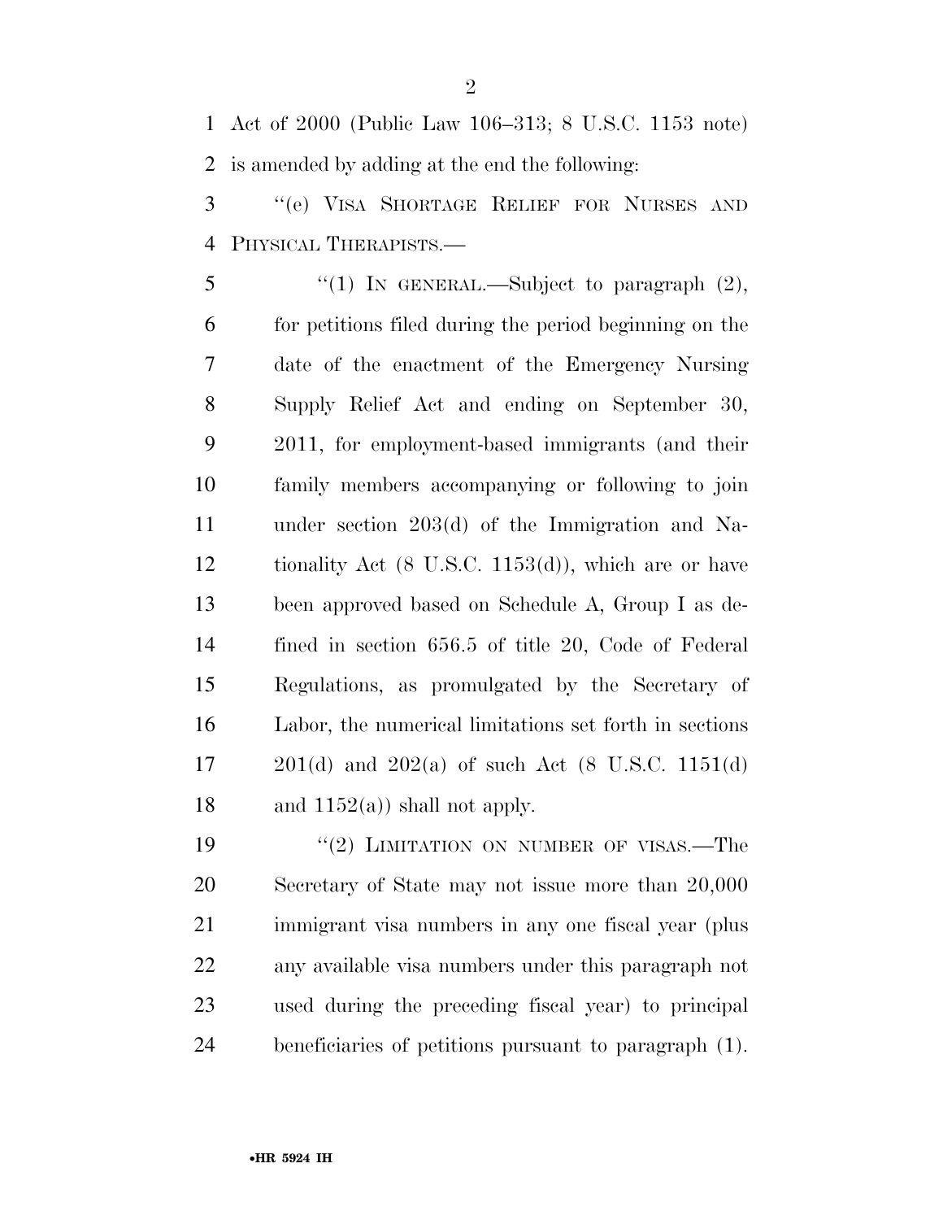Act of 2000 (Public Law 106–313; 8 U.S.C. 1153 note) is amended by adding at the end the following:

''(e) VISA SHORTAGE RELIEF FOR NURSES AND PHYSICAL THERAPISTS.—

''(1) IN GENERAL.—Subject to paragraph (2), for petitions filed during the period beginning on the date of the enactment of the Emergency Nursing Supply Relief Act and ending on September 30, 2011, for employment-based immigrants (and their family members accompanying or following to join under section 203(d) of the Immigration and Nationality Act (8 U.S.C. 1153(d)), which are or have been approved based on Schedule A, Group I as defined in section 656.5 of title 20, Code of Federal Regulations, as promulgated by the Secretary of Labor, the numerical limitations set forth in sections 201(d) and 202(a) of such Act (8 U.S.C. 1151(d) and 1152(a)) shall not apply.

''(2) LIMITATION ON NUMBER OF VISAS.—The Secretary of State may not issue more than 20,000 immigrant visa numbers in any one fiscal year (plus any available visa numbers under this paragraph not used during the preceding fiscal year) to principal beneficiaries of petitions pursuant to paragraph (1).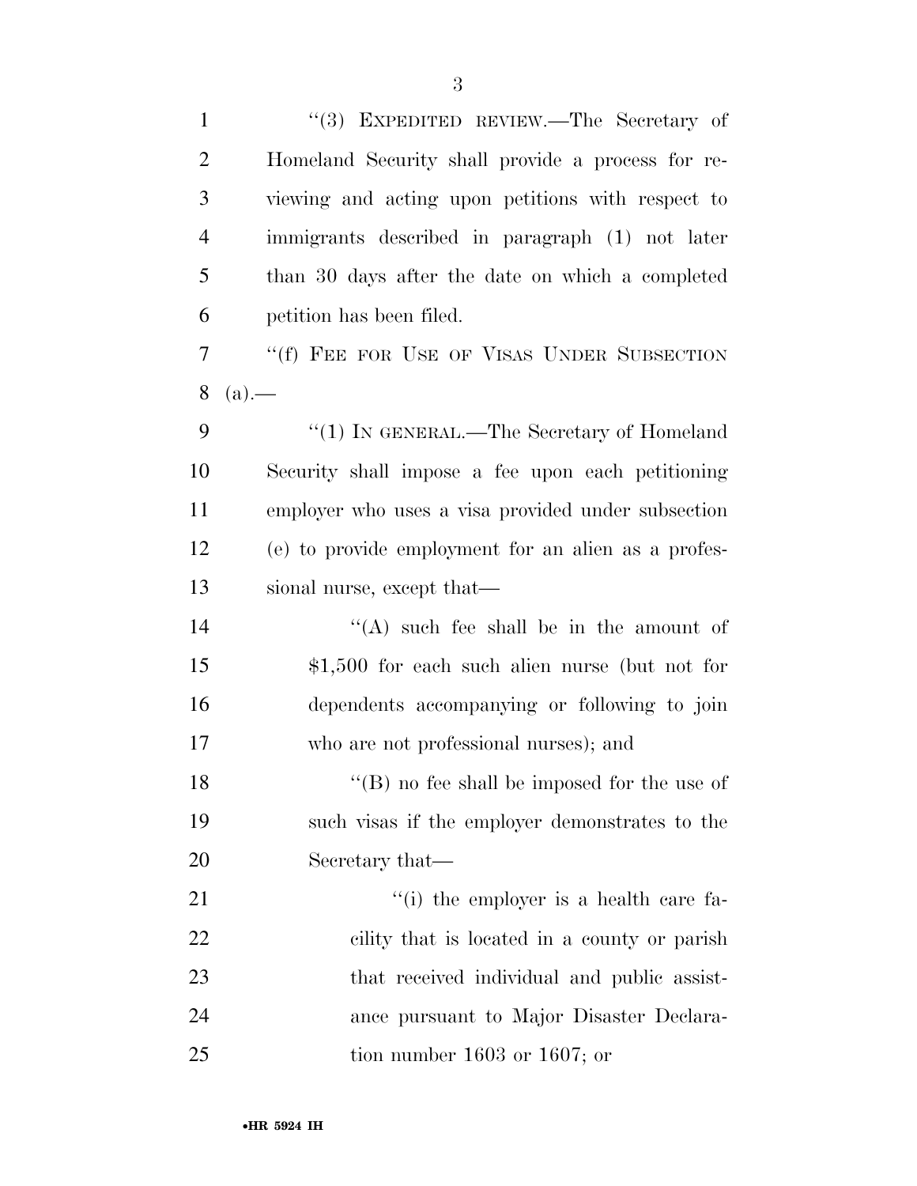''(3) EXPEDITED REVIEW.—The Secretary of Homeland Security shall provide a process for reviewing and acting upon petitions with respect to immigrants described in paragraph (1) not later than 30 days after the date on which a completed petition has been filed.

''(f) FEE FOR USE OF VISAS UNDER SUBSECTION (a).—

''(1) IN GENERAL.—The Secretary of Homeland Security shall impose a fee upon each petitioning employer who uses a visa provided under subsection (e) to provide employment for an alien as a professional nurse, except that—

''(A) such fee shall be in the amount of $1,500 for each such alien nurse (but not for dependents accompanying or following to join who are not professional nurses); and

''(B) no fee shall be imposed for the use of such visas if the employer demonstrates to the Secretary that—

''(i) the employer is a health care facility that is located in a county or parish that received individual and public assistance pursuant to Major Disaster Declaration number 1603 or 1607; or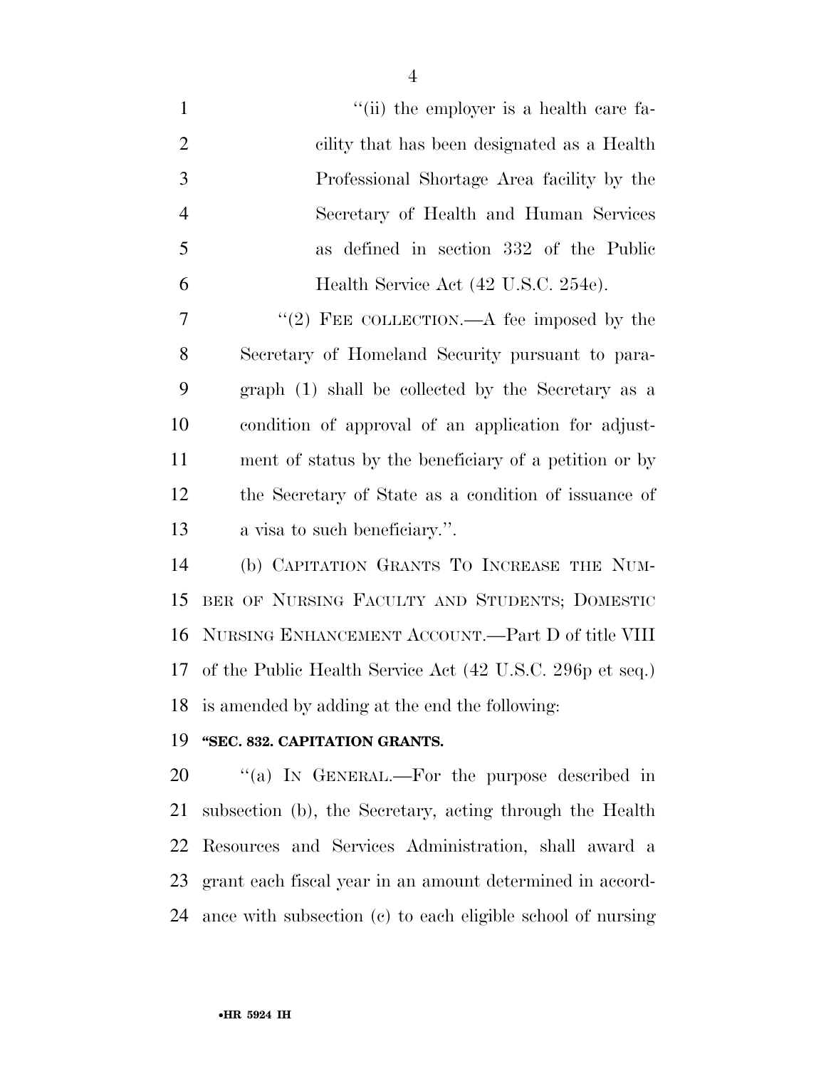"(ii) the employer is a health care facility that has been designated as a Health Professional Shortage Area facility by the Secretary of Health and Human Services as defined in section 332 of the Public Health Service Act (42 U.S.C. 254e).

"(2) FEE COLLECTION.—A fee imposed by the Secretary of Homeland Security pursuant to paragraph (1) shall be collected by the Secretary as a condition of approval of an application for adjustment of status by the beneficiary of a petition or by the Secretary of State as a condition of issuance of a visa to such beneficiary.".

(b) CAPITATION GRANTS TO INCREASE THE NUMBER OF NURSING FACULTY AND STUDENTS; DOMESTIC NURSING ENHANCEMENT ACCOUNT.—Part D of title VIII of the Public Health Service Act (42 U.S.C. 296p et seq.) is amended by adding at the end the following:

**"SEC. 832. CAPITATION GRANTS.**

"(a) IN GENERAL.—For the purpose described in subsection (b), the Secretary, acting through the Health Resources and Services Administration, shall award a grant each fiscal year in an amount determined in accordance with subsection (c) to each eligible school of nursing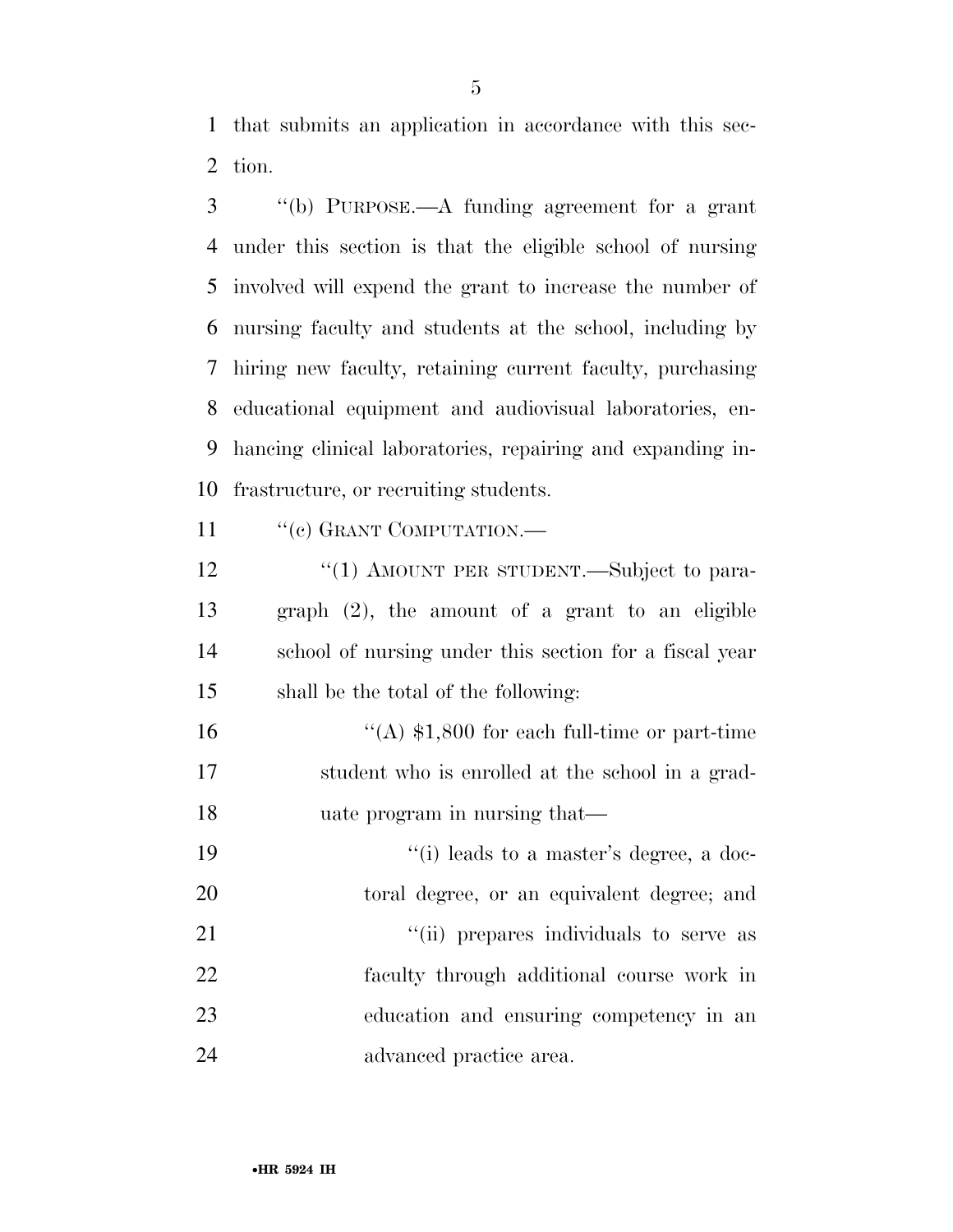that submits an application in accordance with this section.

''(b) PURPOSE.—A funding agreement for a grant under this section is that the eligible school of nursing involved will expend the grant to increase the number of nursing faculty and students at the school, including by hiring new faculty, retaining current faculty, purchasing educational equipment and audiovisual laboratories, enhancing clinical laboratories, repairing and expanding infrastructure, or recruiting students.

''(c) GRANT COMPUTATION.—

''(1) AMOUNT PER STUDENT.—Subject to paragraph (2), the amount of a grant to an eligible school of nursing under this section for a fiscal year shall be the total of the following:

''(A) $1,800 for each full-time or part-time student who is enrolled at the school in a graduate program in nursing that—

''(i) leads to a master's degree, a doctoral degree, or an equivalent degree; and

''(ii) prepares individuals to serve as faculty through additional course work in education and ensuring competency in an advanced practice area.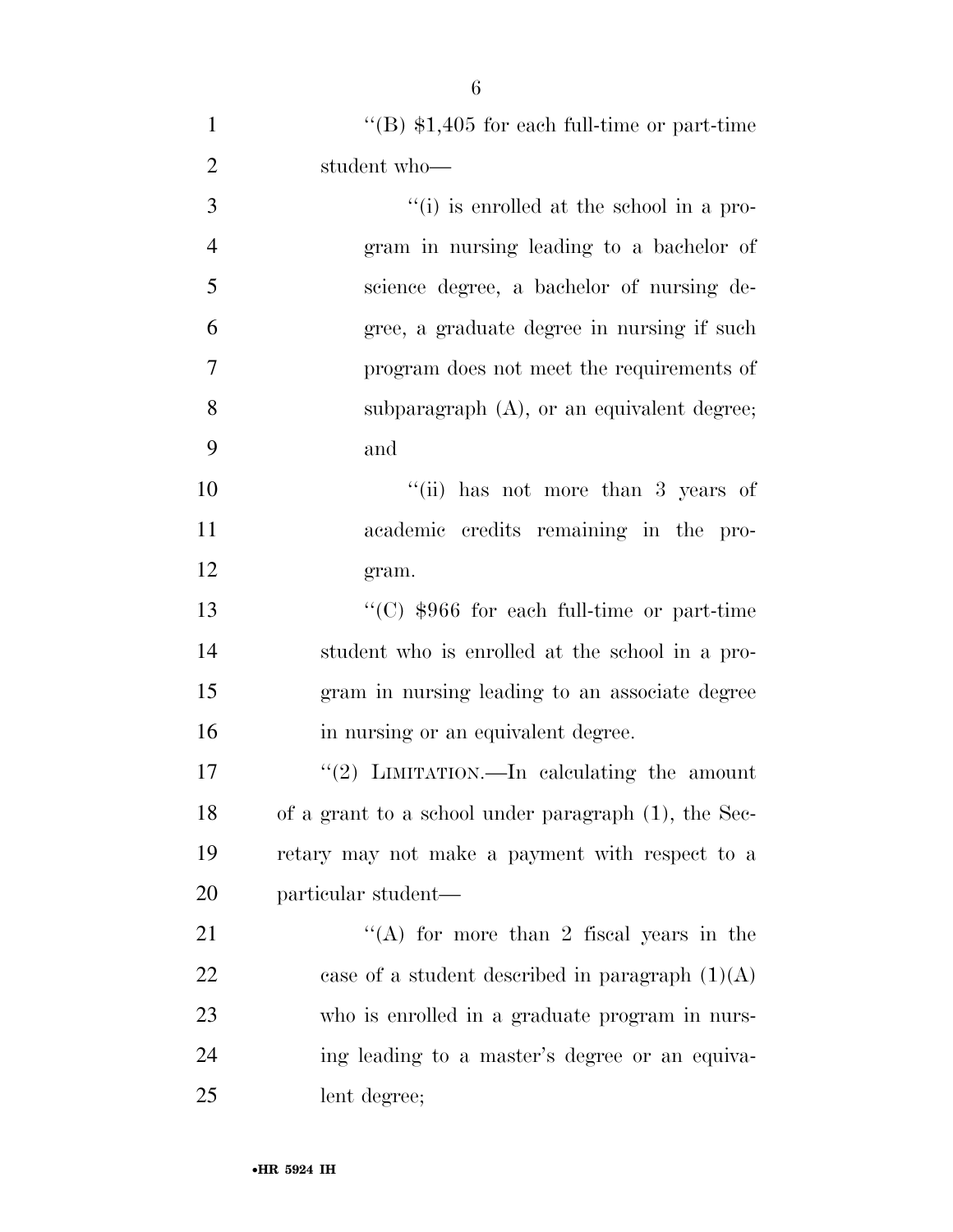''(B) $1,405 for each full-time or part-time student who—

''(i) is enrolled at the school in a program in nursing leading to a bachelor of science degree, a bachelor of nursing degree, a graduate degree in nursing if such program does not meet the requirements of subparagraph (A), or an equivalent degree; and

''(ii) has not more than 3 years of academic credits remaining in the program.

''(C) $966 for each full-time or part-time student who is enrolled at the school in a program in nursing leading to an associate degree in nursing or an equivalent degree.

''(2) LIMITATION.—In calculating the amount of a grant to a school under paragraph (1), the Secretary may not make a payment with respect to a particular student—

''(A) for more than 2 fiscal years in the case of a student described in paragraph (1)(A) who is enrolled in a graduate program in nursing leading to a master's degree or an equivalent degree;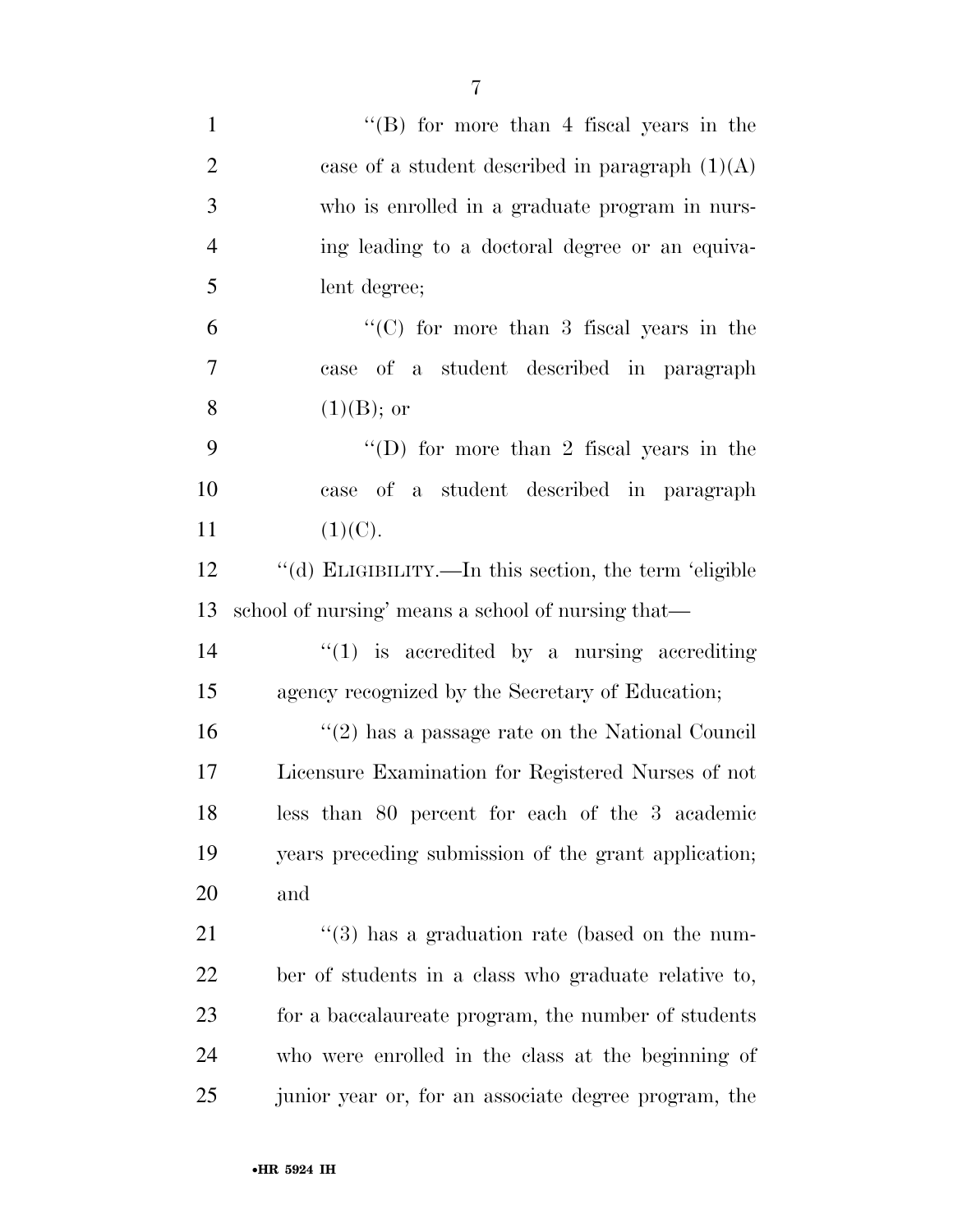"(B) for more than 4 fiscal years in the case of a student described in paragraph (1)(A) who is enrolled in a graduate program in nursing leading to a doctoral degree or an equivalent degree;

"(C) for more than 3 fiscal years in the case of a student described in paragraph (1)(B); or

"(D) for more than 2 fiscal years in the case of a student described in paragraph (1)(C).

"(d) ELIGIBILITY.—In this section, the term 'eligible school of nursing' means a school of nursing that—

"(1) is accredited by a nursing accrediting agency recognized by the Secretary of Education;

"(2) has a passage rate on the National Council Licensure Examination for Registered Nurses of not less than 80 percent for each of the 3 academic years preceding submission of the grant application; and

"(3) has a graduation rate (based on the number of students in a class who graduate relative to, for a baccalaureate program, the number of students who were enrolled in the class at the beginning of junior year or, for an associate degree program, the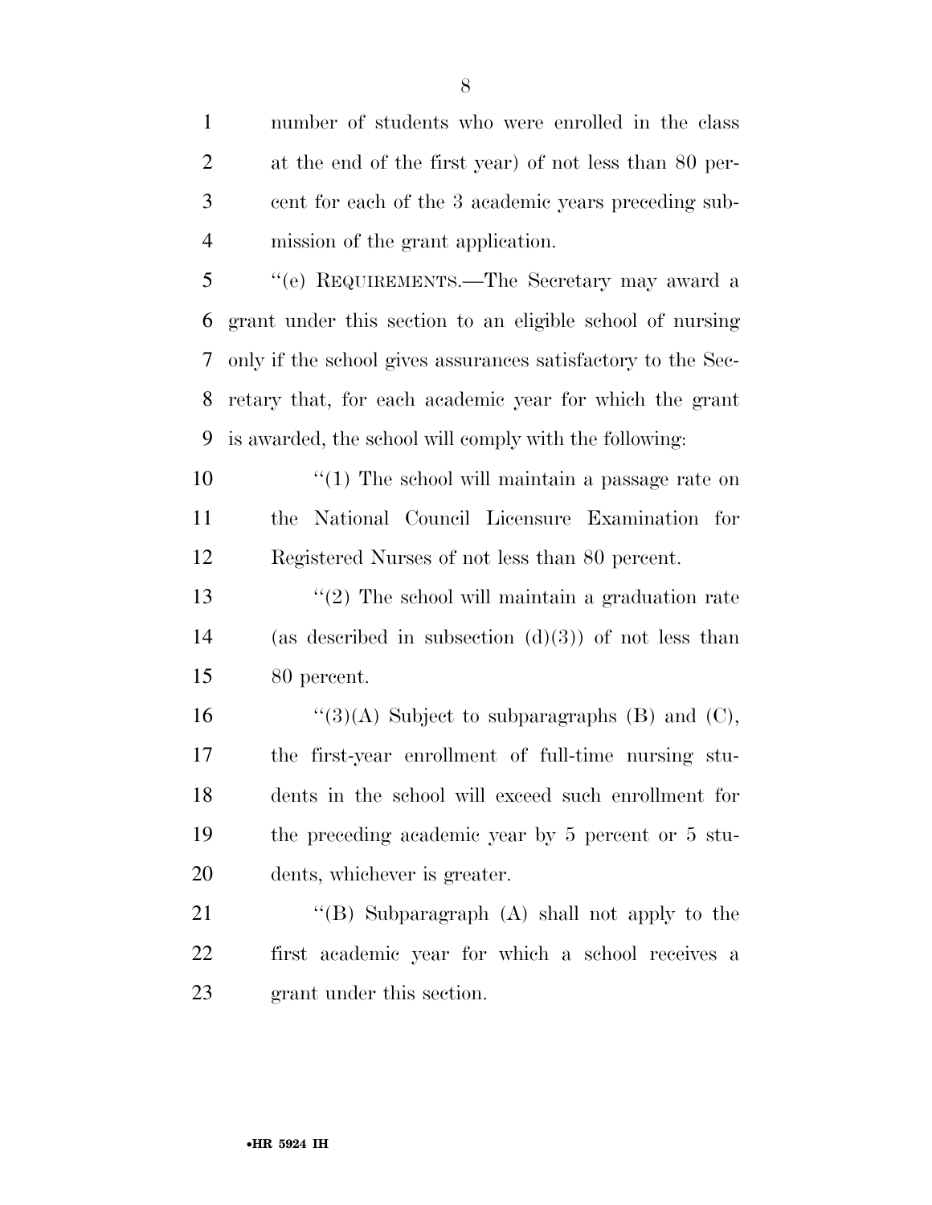number of students who were enrolled in the class at the end of the first year) of not less than 80 percent for each of the 3 academic years preceding submission of the grant application.

"(e) REQUIREMENTS.—The Secretary may award a grant under this section to an eligible school of nursing only if the school gives assurances satisfactory to the Secretary that, for each academic year for which the grant is awarded, the school will comply with the following:

"(1) The school will maintain a passage rate on the National Council Licensure Examination for Registered Nurses of not less than 80 percent.

"(2) The school will maintain a graduation rate (as described in subsection (d)(3)) of not less than 80 percent.

"(3)(A) Subject to subparagraphs (B) and (C), the first-year enrollment of full-time nursing students in the school will exceed such enrollment for the preceding academic year by 5 percent or 5 students, whichever is greater.

"(B) Subparagraph (A) shall not apply to the first academic year for which a school receives a grant under this section.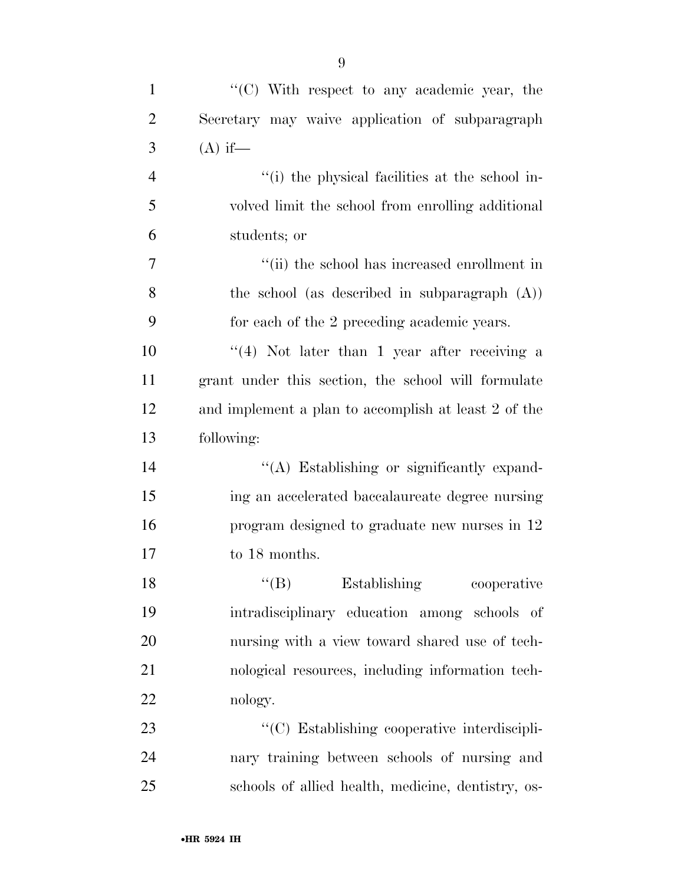''(C) With respect to any academic year, the Secretary may waive application of subparagraph (A) if—

''(i) the physical facilities at the school involved limit the school from enrolling additional students; or

''(ii) the school has increased enrollment in the school (as described in subparagraph (A)) for each of the 2 preceding academic years.

''(4) Not later than 1 year after receiving a grant under this section, the school will formulate and implement a plan to accomplish at least 2 of the following:

''(A) Establishing or significantly expanding an accelerated baccalaureate degree nursing program designed to graduate new nurses in 12 to 18 months.

''(B) Establishing cooperative intradisciplinary education among schools of nursing with a view toward shared use of technological resources, including information technology.

''(C) Establishing cooperative interdisciplinary training between schools of nursing and schools of allied health, medicine, dentistry, os-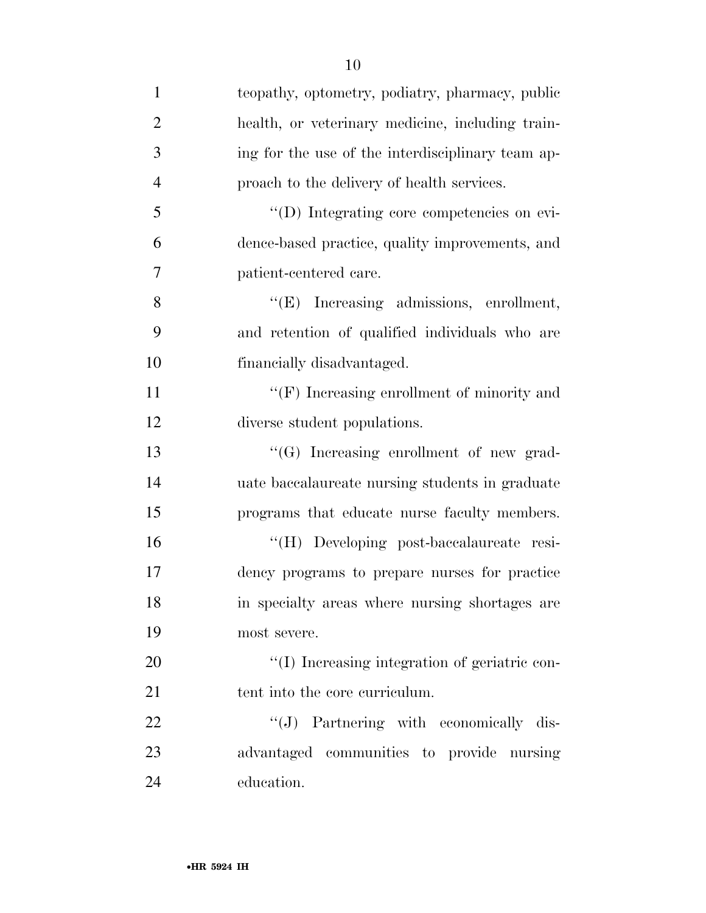teopathy, optometry, podiatry, pharmacy, public health, or veterinary medicine, including training for the use of the interdisciplinary team approach to the delivery of health services.

''(D) Integrating core competencies on evidence-based practice, quality improvements, and patient-centered care.

''(E) Increasing admissions, enrollment, and retention of qualified individuals who are financially disadvantaged.

''(F) Increasing enrollment of minority and diverse student populations.

''(G) Increasing enrollment of new graduate baccalaureate nursing students in graduate programs that educate nurse faculty members.

''(H) Developing post-baccalaureate residency programs to prepare nurses for practice in specialty areas where nursing shortages are most severe.

''(I) Increasing integration of geriatric content into the core curriculum.

''(J) Partnering with economically disadvantaged communities to provide nursing education.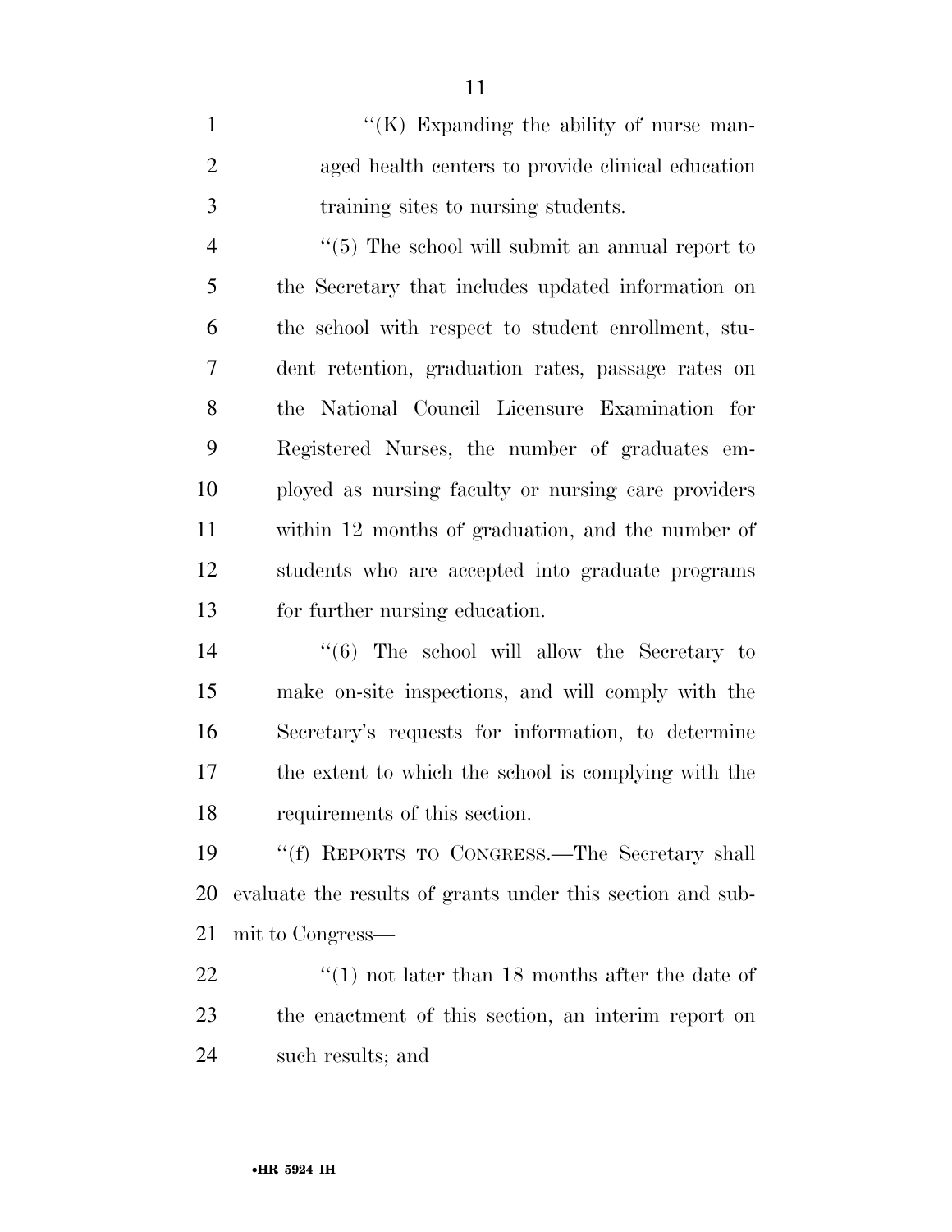"(K) Expanding the ability of nurse managed health centers to provide clinical education training sites to nursing students.

"(5) The school will submit an annual report to the Secretary that includes updated information on the school with respect to student enrollment, student retention, graduation rates, passage rates on the National Council Licensure Examination for Registered Nurses, the number of graduates employed as nursing faculty or nursing care providers within 12 months of graduation, and the number of students who are accepted into graduate programs for further nursing education.

"(6) The school will allow the Secretary to make on-site inspections, and will comply with the Secretary's requests for information, to determine the extent to which the school is complying with the requirements of this section.

"(f) REPORTS TO CONGRESS.—The Secretary shall evaluate the results of grants under this section and submit to Congress—

"(1) not later than 18 months after the date of the enactment of this section, an interim report on such results; and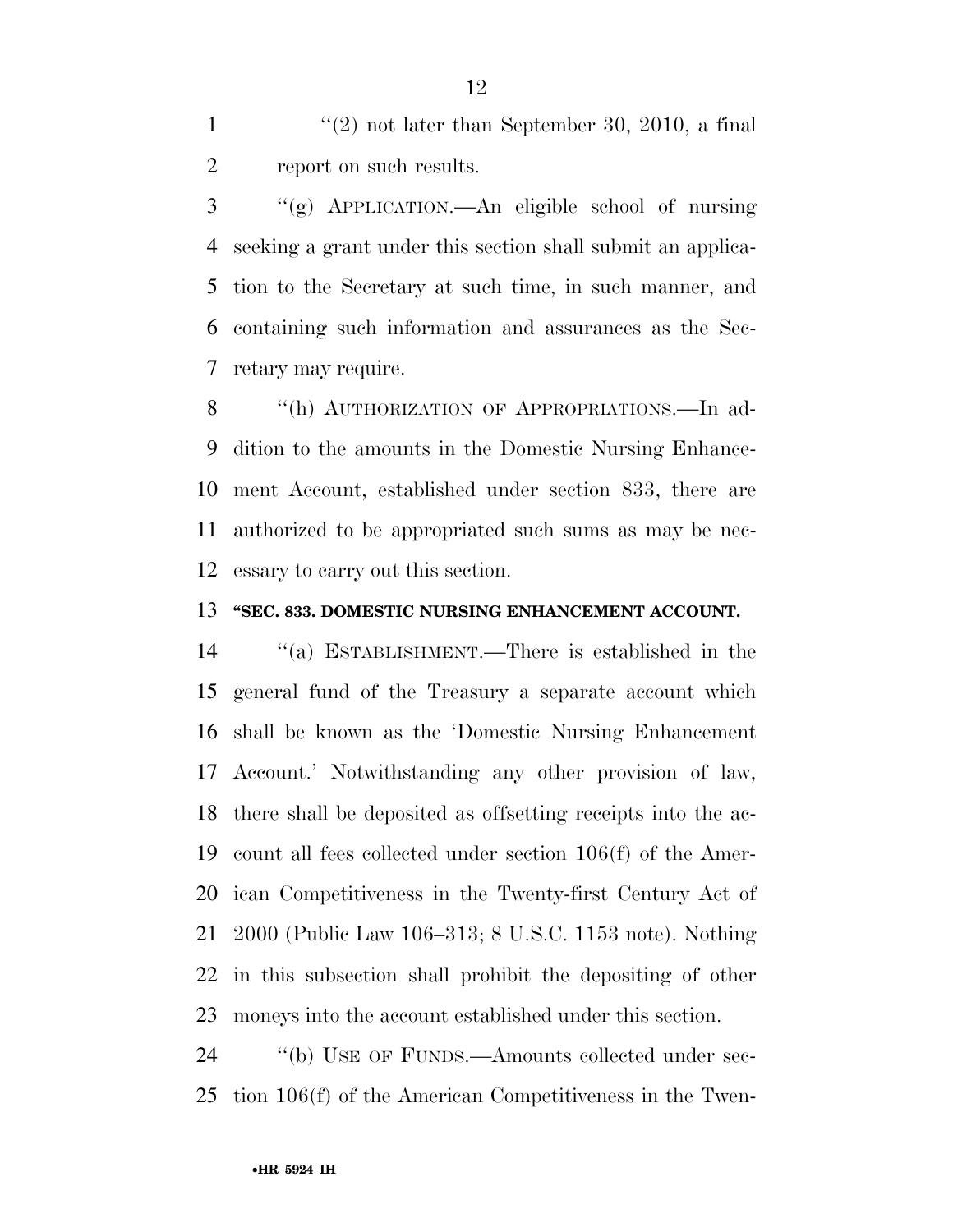"(2) not later than September 30, 2010, a final report on such results.

"(g) APPLICATION.—An eligible school of nursing seeking a grant under this section shall submit an application to the Secretary at such time, in such manner, and containing such information and assurances as the Secretary may require.

"(h) AUTHORIZATION OF APPROPRIATIONS.—In addition to the amounts in the Domestic Nursing Enhancement Account, established under section 833, there are authorized to be appropriated such sums as may be necessary to carry out this section.

**"SEC. 833. DOMESTIC NURSING ENHANCEMENT ACCOUNT.**

"(a) ESTABLISHMENT.—There is established in the general fund of the Treasury a separate account which shall be known as the 'Domestic Nursing Enhancement Account.' Notwithstanding any other provision of law, there shall be deposited as offsetting receipts into the account all fees collected under section 106(f) of the American Competitiveness in the Twenty-first Century Act of 2000 (Public Law 106–313; 8 U.S.C. 1153 note). Nothing in this subsection shall prohibit the depositing of other moneys into the account established under this section.

"(b) USE OF FUNDS.—Amounts collected under section 106(f) of the American Competitiveness in the Twen-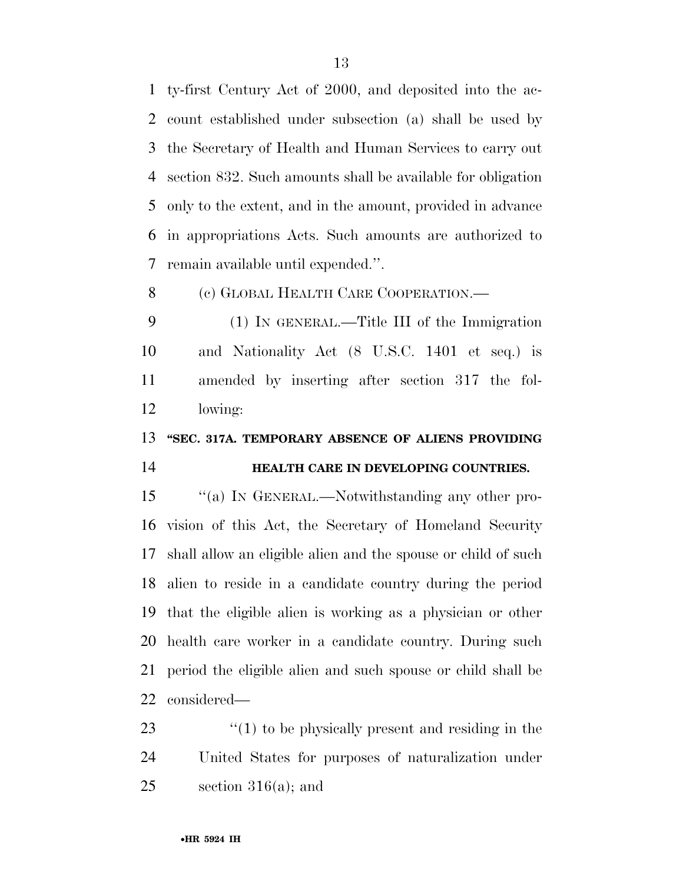ty-first Century Act of 2000, and deposited into the account established under subsection (a) shall be used by the Secretary of Health and Human Services to carry out section 832. Such amounts shall be available for obligation only to the extent, and in the amount, provided in advance in appropriations Acts. Such amounts are authorized to remain available until expended.''.

(c) GLOBAL HEALTH CARE COOPERATION.—

(1) IN GENERAL.—Title III of the Immigration and Nationality Act (8 U.S.C. 1401 et seq.) is amended by inserting after section 317 the following:

**''SEC. 317A. TEMPORARY ABSENCE OF ALIENS PROVIDING HEALTH CARE IN DEVELOPING COUNTRIES.**

''(a) IN GENERAL.—Notwithstanding any other provision of this Act, the Secretary of Homeland Security shall allow an eligible alien and the spouse or child of such alien to reside in a candidate country during the period that the eligible alien is working as a physician or other health care worker in a candidate country. During such period the eligible alien and such spouse or child shall be considered—

''(1) to be physically present and residing in the United States for purposes of naturalization under section 316(a); and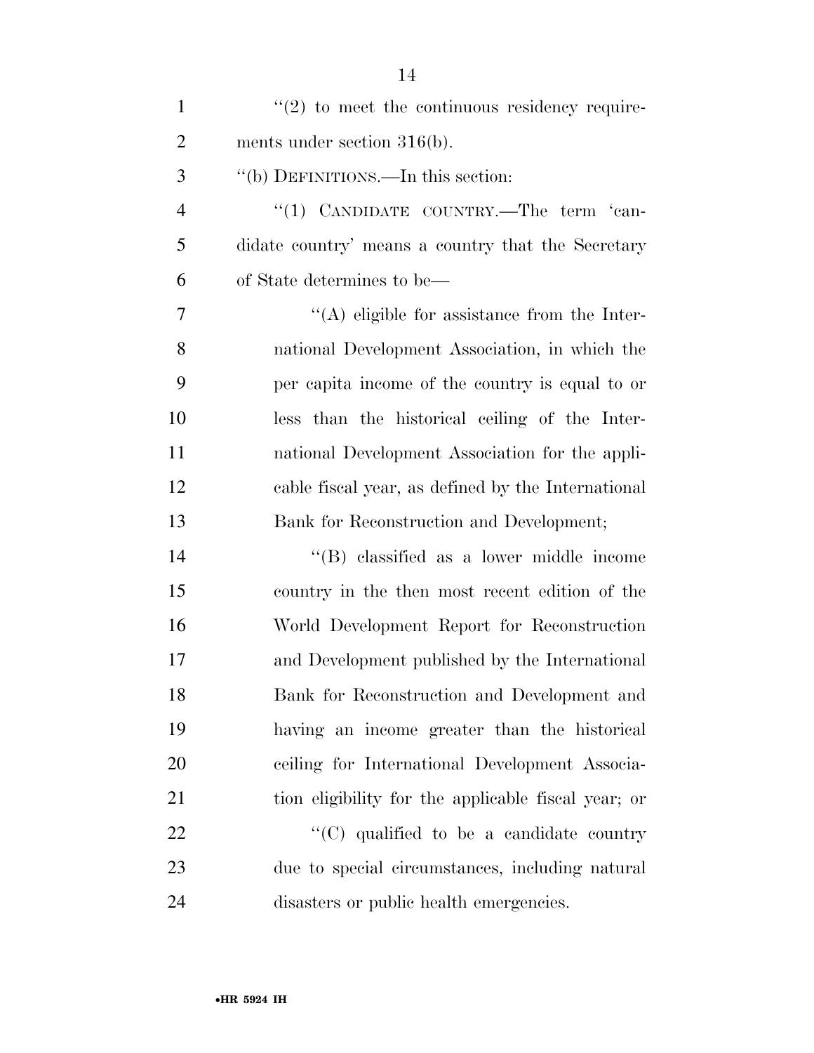''(2) to meet the continuous residency requirements under section 316(b).

''(b) DEFINITIONS.—In this section:

''(1) CANDIDATE COUNTRY.—The term 'candidate country' means a country that the Secretary of State determines to be—

''(A) eligible for assistance from the International Development Association, in which the per capita income of the country is equal to or less than the historical ceiling of the International Development Association for the applicable fiscal year, as defined by the International Bank for Reconstruction and Development;

''(B) classified as a lower middle income country in the then most recent edition of the World Development Report for Reconstruction and Development published by the International Bank for Reconstruction and Development and having an income greater than the historical ceiling for International Development Association eligibility for the applicable fiscal year; or

''(C) qualified to be a candidate country due to special circumstances, including natural disasters or public health emergencies.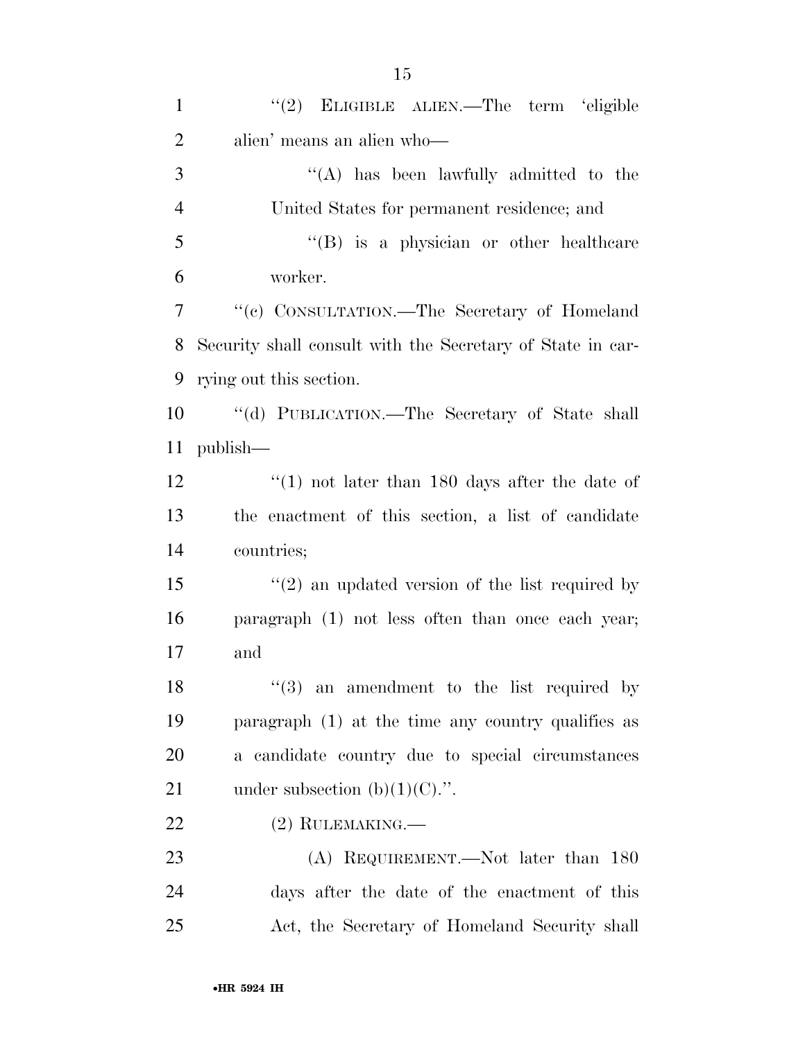"(2) ELIGIBLE ALIEN.—The term 'eligible alien' means an alien who—

"(A) has been lawfully admitted to the United States for permanent residence; and

"(B) is a physician or other healthcare worker.

"(c) CONSULTATION.—The Secretary of Homeland Security shall consult with the Secretary of State in carrying out this section.

"(d) PUBLICATION.—The Secretary of State shall publish—

"(1) not later than 180 days after the date of the enactment of this section, a list of candidate countries;

"(2) an updated version of the list required by paragraph (1) not less often than once each year; and

"(3) an amendment to the list required by paragraph (1) at the time any country qualifies as a candidate country due to special circumstances under subsection (b)(1)(C).".

(2) RULEMAKING.—

(A) REQUIREMENT.—Not later than 180 days after the date of the enactment of this Act, the Secretary of Homeland Security shall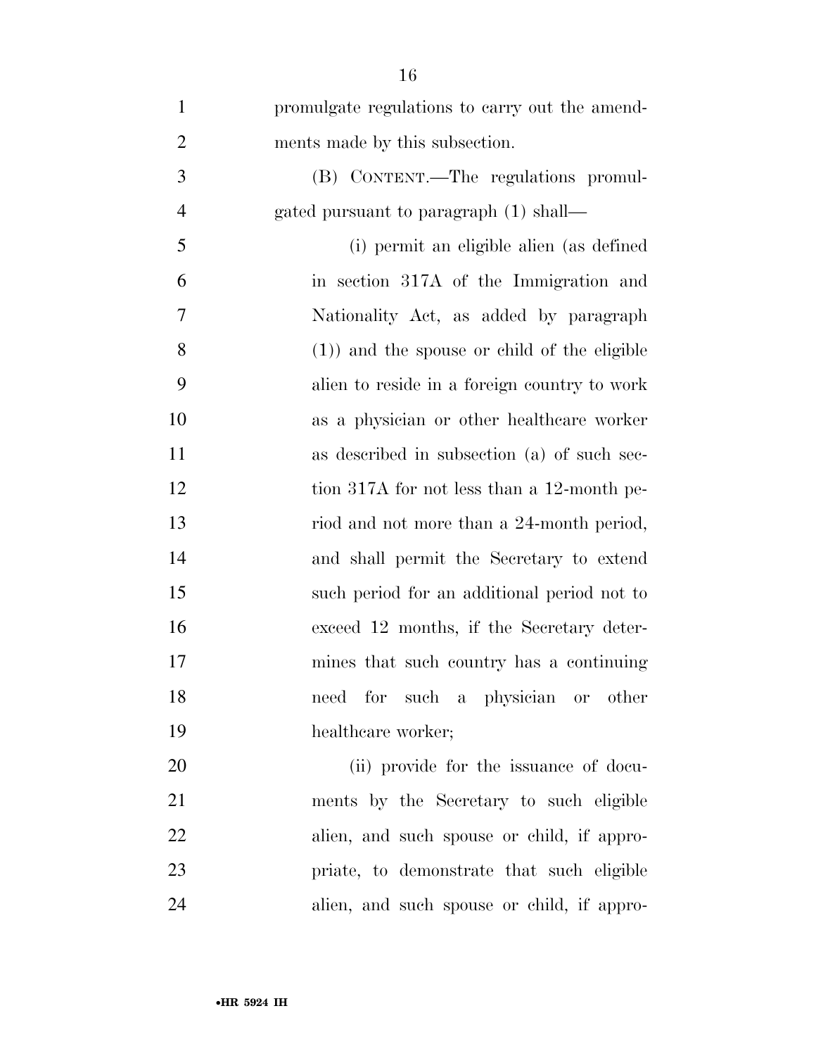promulgate regulations to carry out the amendments made by this subsection.

(B) CONTENT.—The regulations promulgated pursuant to paragraph (1) shall—

(i) permit an eligible alien (as defined in section 317A of the Immigration and Nationality Act, as added by paragraph (1)) and the spouse or child of the eligible alien to reside in a foreign country to work as a physician or other healthcare worker as described in subsection (a) of such section 317A for not less than a 12-month period and not more than a 24-month period, and shall permit the Secretary to extend such period for an additional period not to exceed 12 months, if the Secretary determines that such country has a continuing need for such a physician or other healthcare worker;

(ii) provide for the issuance of documents by the Secretary to such eligible alien, and such spouse or child, if appropriate, to demonstrate that such eligible alien, and such spouse or child, if appro-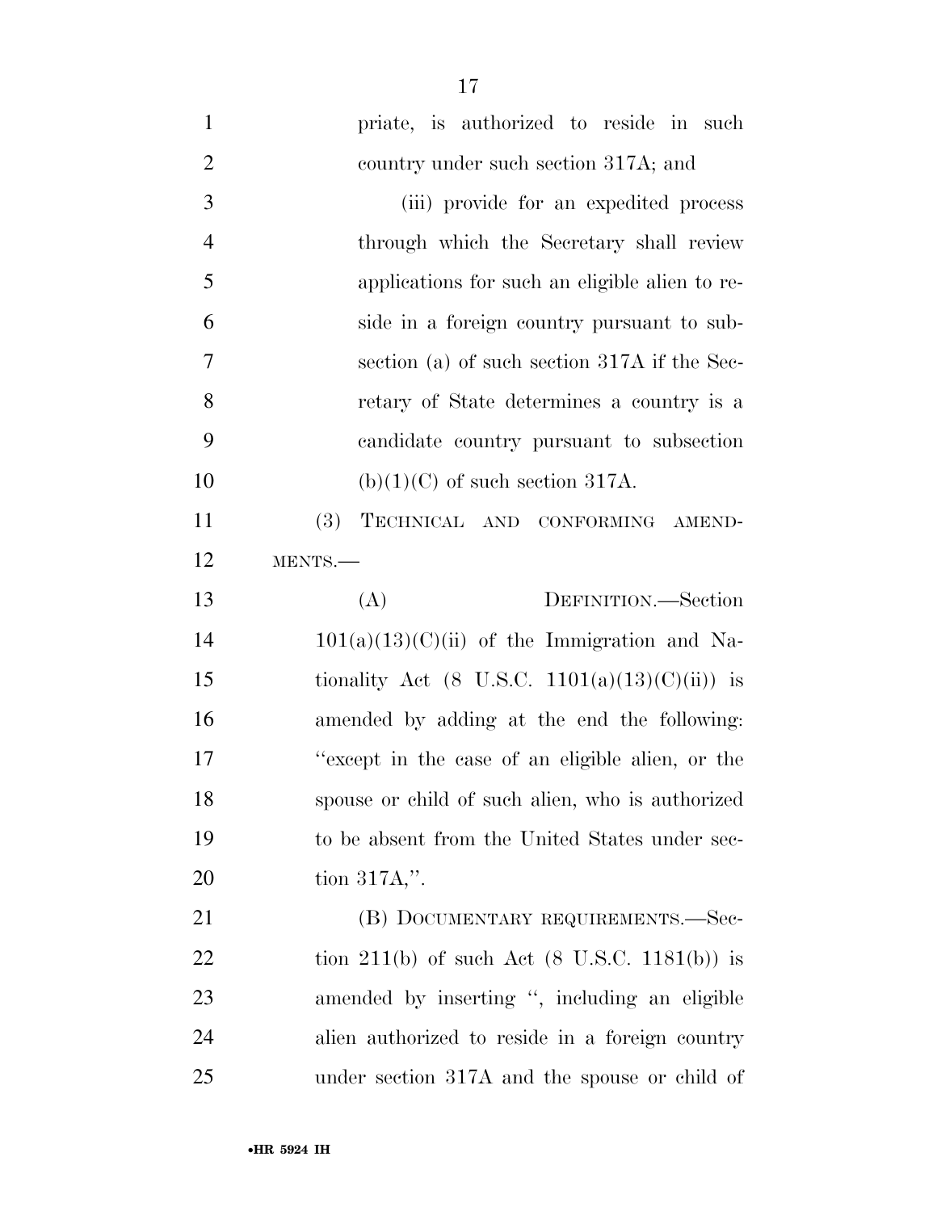priate, is authorized to reside in such country under such section 317A; and

(iii) provide for an expedited process through which the Secretary shall review applications for such an eligible alien to reside in a foreign country pursuant to subsection (a) of such section 317A if the Secretary of State determines a country is a candidate country pursuant to subsection (b)(1)(C) of such section 317A.

(3) TECHNICAL AND CONFORMING AMENDMENTS.—

(A) DEFINITION.—Section 101(a)(13)(C)(ii) of the Immigration and Nationality Act (8 U.S.C. 1101(a)(13)(C)(ii)) is amended by adding at the end the following: "except in the case of an eligible alien, or the spouse or child of such alien, who is authorized to be absent from the United States under section 317A,".

(B) DOCUMENTARY REQUIREMENTS.—Section 211(b) of such Act (8 U.S.C. 1181(b)) is amended by inserting ", including an eligible alien authorized to reside in a foreign country under section 317A and the spouse or child of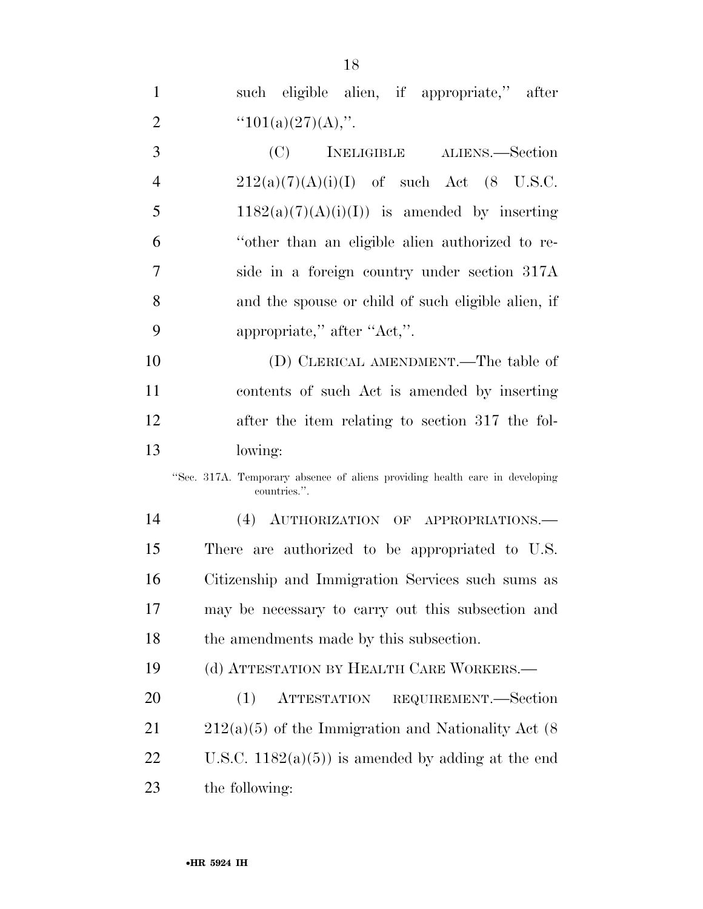such eligible alien, if appropriate,'' after ''101(a)(27)(A),''.

(C) INELIGIBLE ALIENS.—Section 212(a)(7)(A)(i)(I) of such Act (8 U.S.C. 1182(a)(7)(A)(i)(I)) is amended by inserting ''other than an eligible alien authorized to reside in a foreign country under section 317A and the spouse or child of such eligible alien, if appropriate,'' after ''Act,''.

(D) CLERICAL AMENDMENT.—The table of contents of such Act is amended by inserting after the item relating to section 317 the following:

''Sec. 317A. Temporary absence of aliens providing health care in developing countries.''.

(4) AUTHORIZATION OF APPROPRIATIONS.—There are authorized to be appropriated to U.S. Citizenship and Immigration Services such sums as may be necessary to carry out this subsection and the amendments made by this subsection.

(d) ATTESTATION BY HEALTH CARE WORKERS.—

(1) ATTESTATION REQUIREMENT.—Section 212(a)(5) of the Immigration and Nationality Act (8 U.S.C. 1182(a)(5)) is amended by adding at the end the following: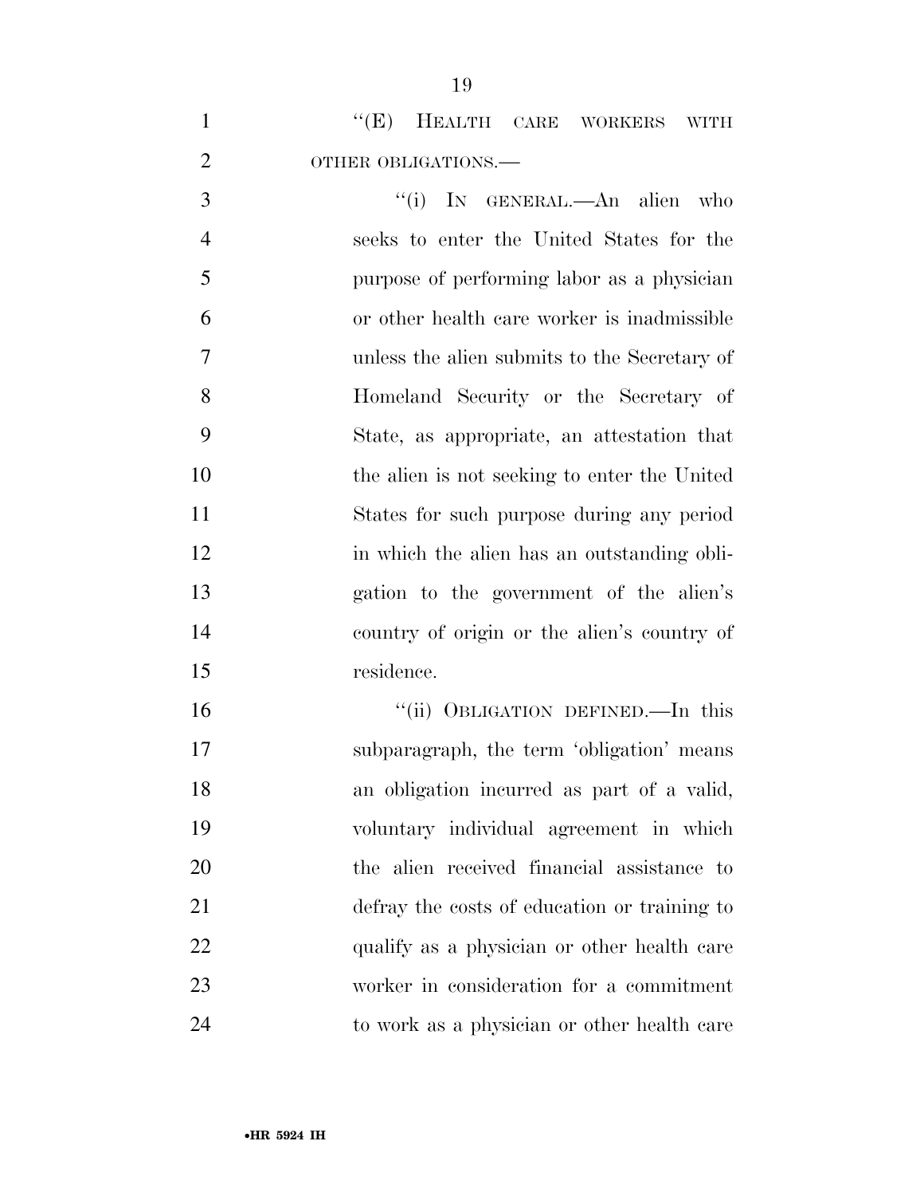"(E) HEALTH CARE WORKERS WITH OTHER OBLIGATIONS.—

"(i) IN GENERAL.—An alien who seeks to enter the United States for the purpose of performing labor as a physician or other health care worker is inadmissible unless the alien submits to the Secretary of Homeland Security or the Secretary of State, as appropriate, an attestation that the alien is not seeking to enter the United States for such purpose during any period in which the alien has an outstanding obligation to the government of the alien's country of origin or the alien's country of residence.

"(ii) OBLIGATION DEFINED.—In this subparagraph, the term 'obligation' means an obligation incurred as part of a valid, voluntary individual agreement in which the alien received financial assistance to defray the costs of education or training to qualify as a physician or other health care worker in consideration for a commitment to work as a physician or other health care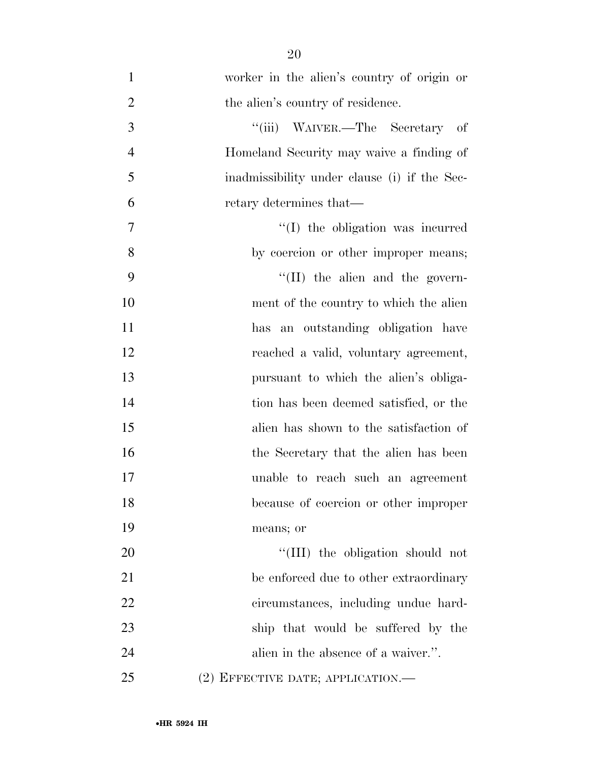worker in the alien's country of origin or the alien's country of residence.

''(iii) WAIVER.—The Secretary of Homeland Security may waive a finding of inadmissibility under clause (i) if the Secretary determines that—

''(I) the obligation was incurred by coercion or other improper means;

''(II) the alien and the government of the country to which the alien has an outstanding obligation have reached a valid, voluntary agreement, pursuant to which the alien's obligation has been deemed satisfied, or the alien has shown to the satisfaction of the Secretary that the alien has been unable to reach such an agreement because of coercion or other improper means; or

''(III) the obligation should not be enforced due to other extraordinary circumstances, including undue hardship that would be suffered by the alien in the absence of a waiver.''.

(2) EFFECTIVE DATE; APPLICATION.—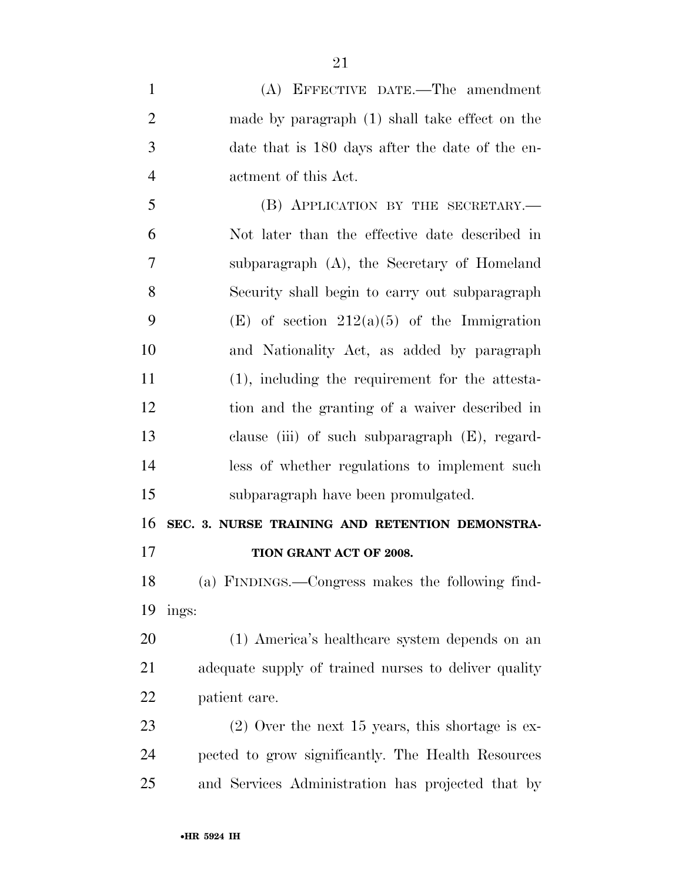(A) EFFECTIVE DATE.—The amendment made by paragraph (1) shall take effect on the date that is 180 days after the date of the enactment of this Act.

(B) APPLICATION BY THE SECRETARY.— Not later than the effective date described in subparagraph (A), the Secretary of Homeland Security shall begin to carry out subparagraph (E) of section 212(a)(5) of the Immigration and Nationality Act, as added by paragraph (1), including the requirement for the attestation and the granting of a waiver described in clause (iii) of such subparagraph (E), regardless of whether regulations to implement such subparagraph have been promulgated.

## SEC. 3. NURSE TRAINING AND RETENTION DEMONSTRATION GRANT ACT OF 2008.

(a) FINDINGS.—Congress makes the following findings:

(1) America's healthcare system depends on an adequate supply of trained nurses to deliver quality patient care.

(2) Over the next 15 years, this shortage is expected to grow significantly. The Health Resources and Services Administration has projected that by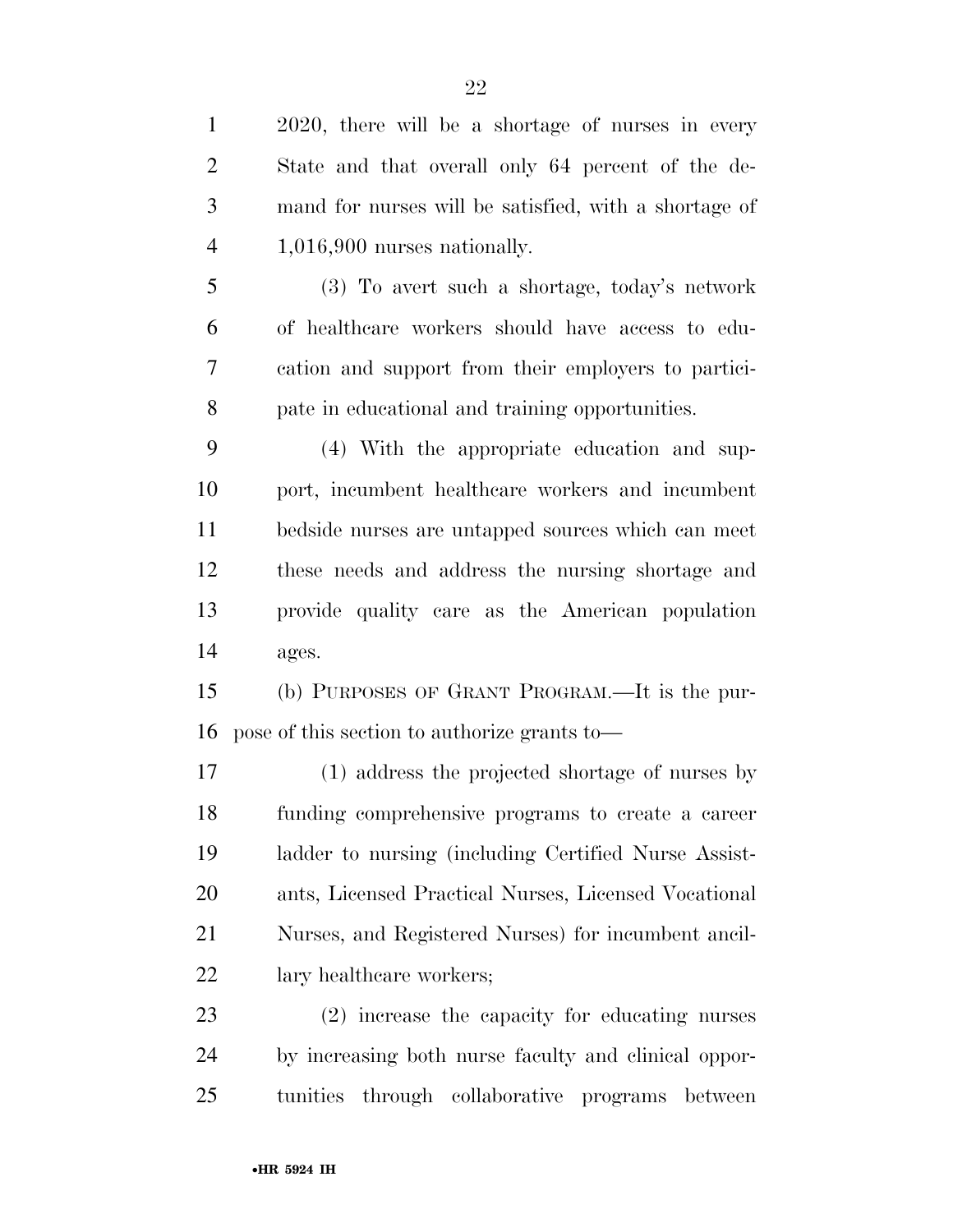2020, there will be a shortage of nurses in every State and that overall only 64 percent of the demand for nurses will be satisfied, with a shortage of 1,016,900 nurses nationally.

(3) To avert such a shortage, today's network of healthcare workers should have access to education and support from their employers to participate in educational and training opportunities.

(4) With the appropriate education and support, incumbent healthcare workers and incumbent bedside nurses are untapped sources which can meet these needs and address the nursing shortage and provide quality care as the American population ages.

(b) PURPOSES OF GRANT PROGRAM.—It is the purpose of this section to authorize grants to—

(1) address the projected shortage of nurses by funding comprehensive programs to create a career ladder to nursing (including Certified Nurse Assistants, Licensed Practical Nurses, Licensed Vocational Nurses, and Registered Nurses) for incumbent ancillary healthcare workers;

(2) increase the capacity for educating nurses by increasing both nurse faculty and clinical opportunities through collaborative programs between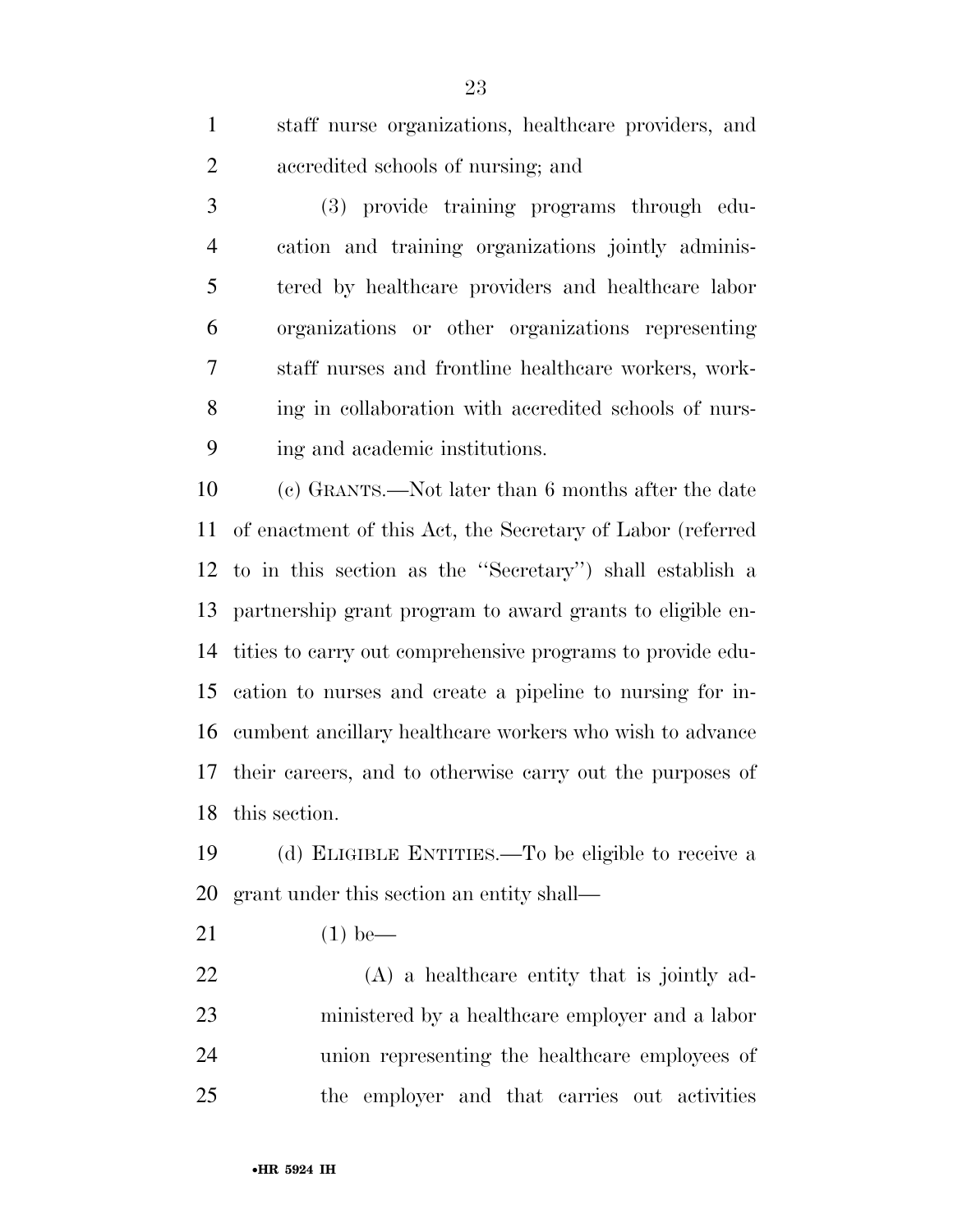staff nurse organizations, healthcare providers, and accredited schools of nursing; and

(3) provide training programs through education and training organizations jointly administered by healthcare providers and healthcare labor organizations or other organizations representing staff nurses and frontline healthcare workers, working in collaboration with accredited schools of nursing and academic institutions.

(c) GRANTS.—Not later than 6 months after the date of enactment of this Act, the Secretary of Labor (referred to in this section as the ''Secretary'') shall establish a partnership grant program to award grants to eligible entities to carry out comprehensive programs to provide education to nurses and create a pipeline to nursing for incumbent ancillary healthcare workers who wish to advance their careers, and to otherwise carry out the purposes of this section.

(d) ELIGIBLE ENTITIES.—To be eligible to receive a grant under this section an entity shall—

(1) be—

(A) a healthcare entity that is jointly administered by a healthcare employer and a labor union representing the healthcare employees of the employer and that carries out activities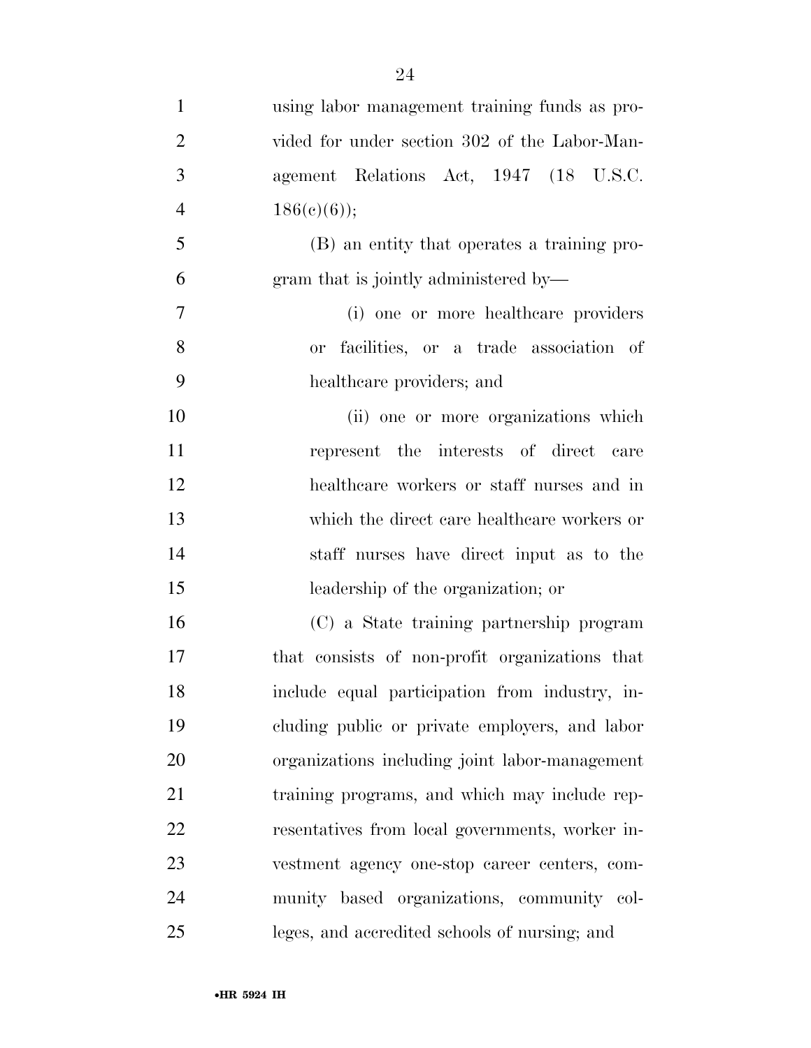using labor management training funds as provided for under section 302 of the Labor-Management Relations Act, 1947 (18 U.S.C. 186(c)(6));

(B) an entity that operates a training program that is jointly administered by—

(i) one or more healthcare providers or facilities, or a trade association of healthcare providers; and

(ii) one or more organizations which represent the interests of direct care healthcare workers or staff nurses and in which the direct care healthcare workers or staff nurses have direct input as to the leadership of the organization; or

(C) a State training partnership program that consists of non-profit organizations that include equal participation from industry, including public or private employers, and labor organizations including joint labor-management training programs, and which may include representatives from local governments, worker investment agency one-stop career centers, community based organizations, community colleges, and accredited schools of nursing; and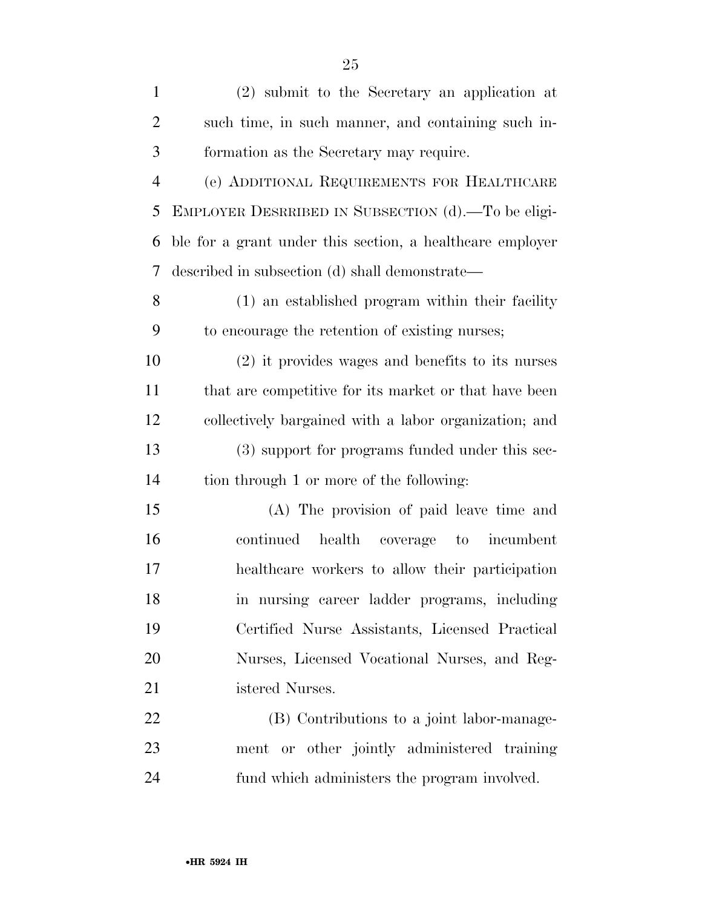(2) submit to the Secretary an application at such time, in such manner, and containing such information as the Secretary may require.

(e) ADDITIONAL REQUIREMENTS FOR HEALTHCARE EMPLOYER DESRRIBED IN SUBSECTION (d).—To be eligible for a grant under this section, a healthcare employer described in subsection (d) shall demonstrate—

(1) an established program within their facility to encourage the retention of existing nurses;

(2) it provides wages and benefits to its nurses that are competitive for its market or that have been collectively bargained with a labor organization; and

(3) support for programs funded under this section through 1 or more of the following:

(A) The provision of paid leave time and continued health coverage to incumbent healthcare workers to allow their participation in nursing career ladder programs, including Certified Nurse Assistants, Licensed Practical Nurses, Licensed Vocational Nurses, and Registered Nurses.

(B) Contributions to a joint labor-management or other jointly administered training fund which administers the program involved.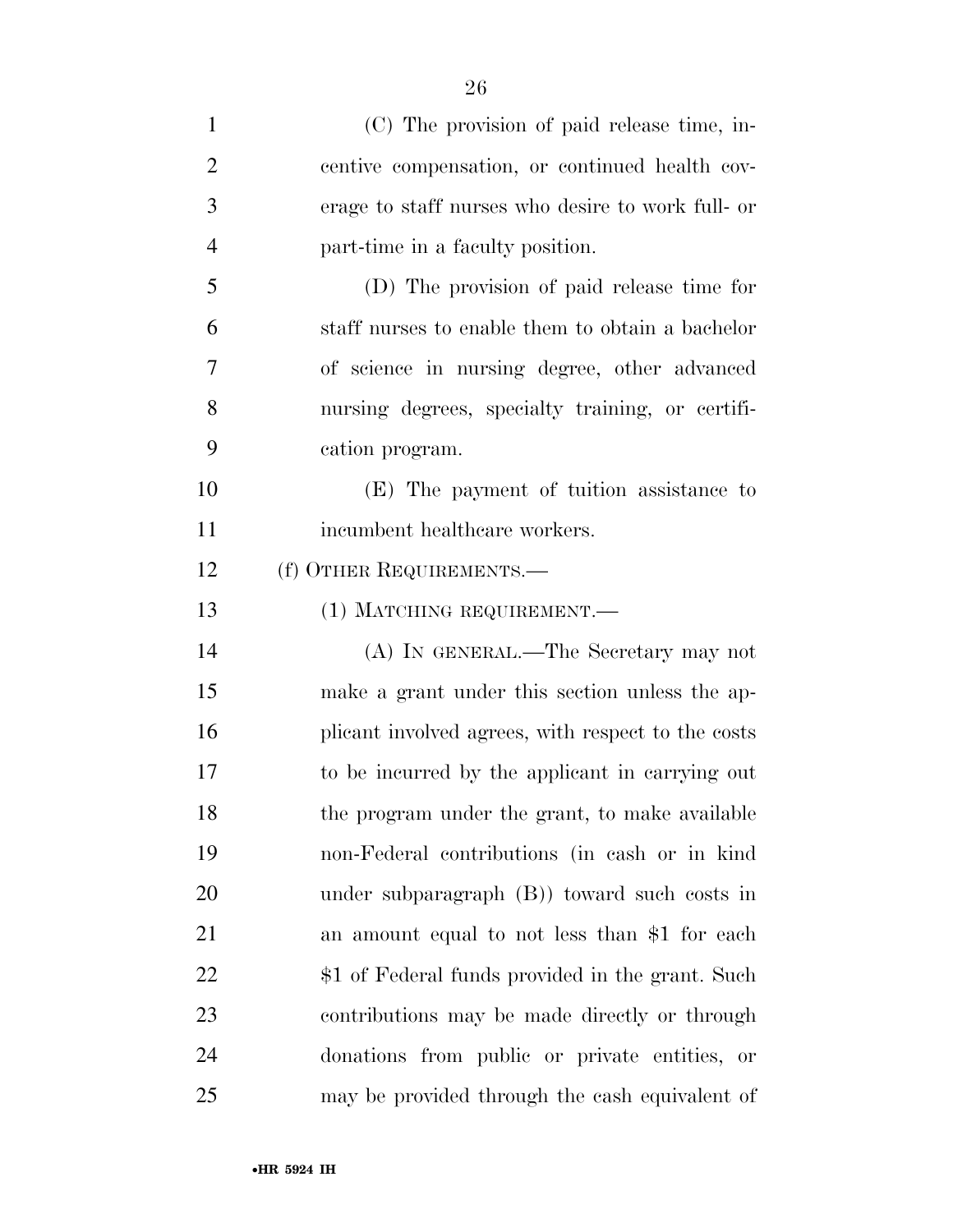(C) The provision of paid release time, incentive compensation, or continued health coverage to staff nurses who desire to work full- or part-time in a faculty position.

(D) The provision of paid release time for staff nurses to enable them to obtain a bachelor of science in nursing degree, other advanced nursing degrees, specialty training, or certification program.

(E) The payment of tuition assistance to incumbent healthcare workers.

(f) OTHER REQUIREMENTS.—

(1) MATCHING REQUIREMENT.—

(A) IN GENERAL.—The Secretary may not make a grant under this section unless the applicant involved agrees, with respect to the costs to be incurred by the applicant in carrying out the program under the grant, to make available non-Federal contributions (in cash or in kind under subparagraph (B)) toward such costs in an amount equal to not less than $1 for each $1 of Federal funds provided in the grant. Such contributions may be made directly or through donations from public or private entities, or may be provided through the cash equivalent of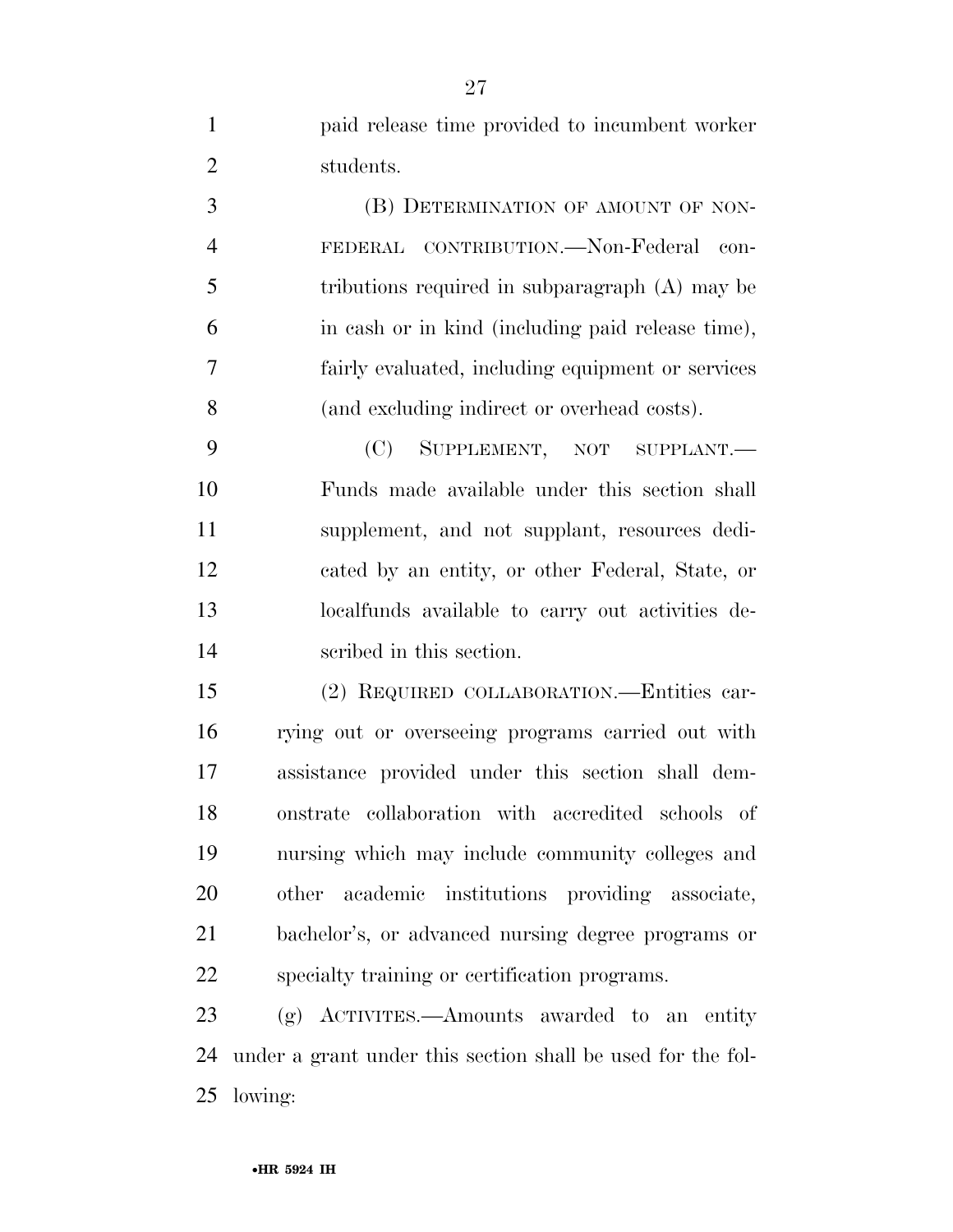paid release time provided to incumbent worker students.

(B) DETERMINATION OF AMOUNT OF NON-FEDERAL CONTRIBUTION.—Non-Federal contributions required in subparagraph (A) may be in cash or in kind (including paid release time), fairly evaluated, including equipment or services (and excluding indirect or overhead costs).

(C) SUPPLEMENT, NOT SUPPLANT.—Funds made available under this section shall supplement, and not supplant, resources dedicated by an entity, or other Federal, State, or localfunds available to carry out activities described in this section.

(2) REQUIRED COLLABORATION.—Entities carrying out or overseeing programs carried out with assistance provided under this section shall demonstrate collaboration with accredited schools of nursing which may include community colleges and other academic institutions providing associate, bachelor's, or advanced nursing degree programs or specialty training or certification programs.

(g) ACTIVITES.—Amounts awarded to an entity under a grant under this section shall be used for the following: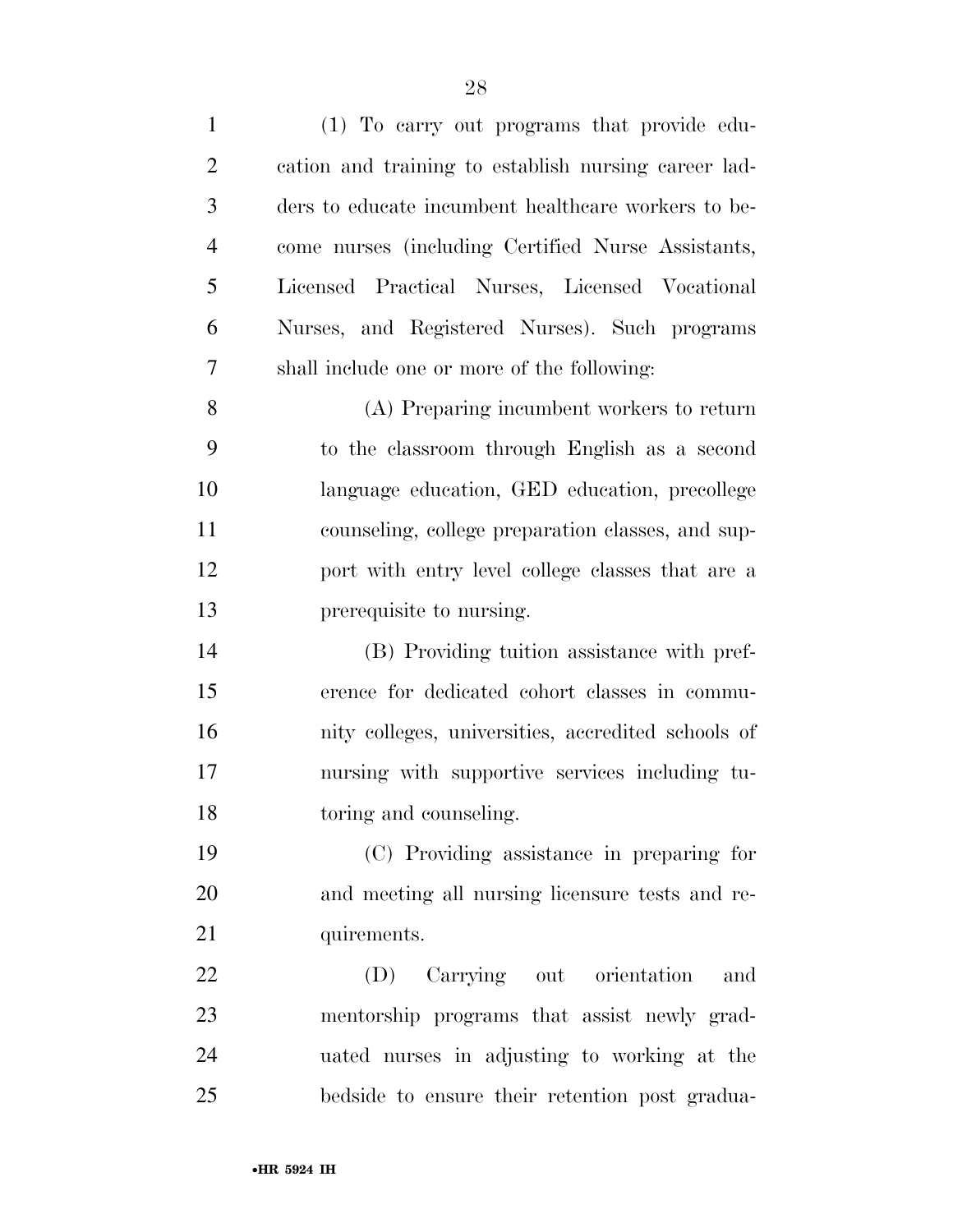(1) To carry out programs that provide education and training to establish nursing career ladders to educate incumbent healthcare workers to become nurses (including Certified Nurse Assistants, Licensed Practical Nurses, Licensed Vocational Nurses, and Registered Nurses). Such programs shall include one or more of the following:

(A) Preparing incumbent workers to return to the classroom through English as a second language education, GED education, precollege counseling, college preparation classes, and support with entry level college classes that are a prerequisite to nursing.

(B) Providing tuition assistance with preference for dedicated cohort classes in community colleges, universities, accredited schools of nursing with supportive services including tutoring and counseling.

(C) Providing assistance in preparing for and meeting all nursing licensure tests and requirements.

(D) Carrying out orientation and mentorship programs that assist newly graduated nurses in adjusting to working at the bedside to ensure their retention post gradua-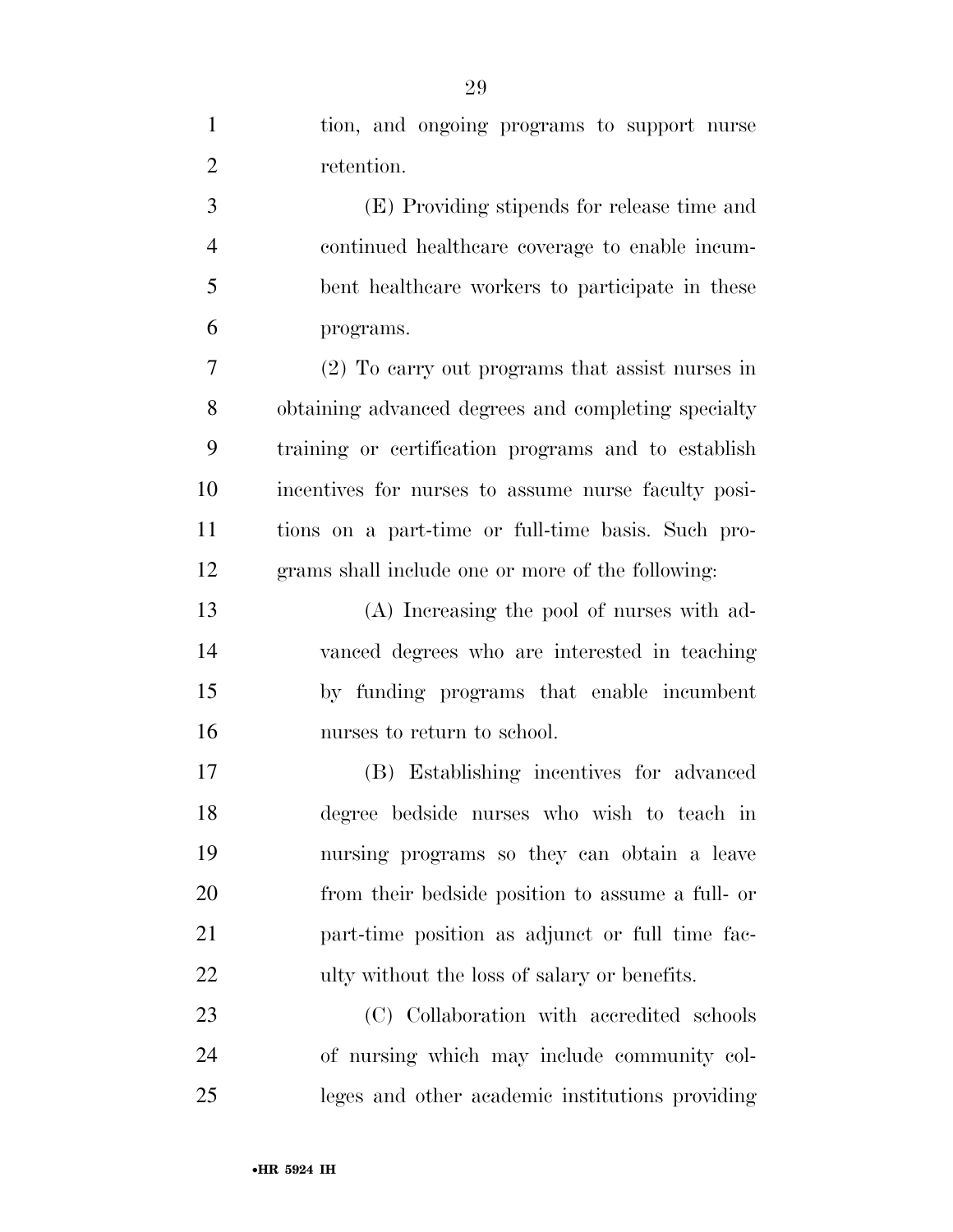tion, and ongoing programs to support nurse retention.

(E) Providing stipends for release time and continued healthcare coverage to enable incumbent healthcare workers to participate in these programs.

(2) To carry out programs that assist nurses in obtaining advanced degrees and completing specialty training or certification programs and to establish incentives for nurses to assume nurse faculty positions on a part-time or full-time basis. Such programs shall include one or more of the following:

(A) Increasing the pool of nurses with advanced degrees who are interested in teaching by funding programs that enable incumbent nurses to return to school.

(B) Establishing incentives for advanced degree bedside nurses who wish to teach in nursing programs so they can obtain a leave from their bedside position to assume a full- or part-time position as adjunct or full time faculty without the loss of salary or benefits.

(C) Collaboration with accredited schools of nursing which may include community colleges and other academic institutions providing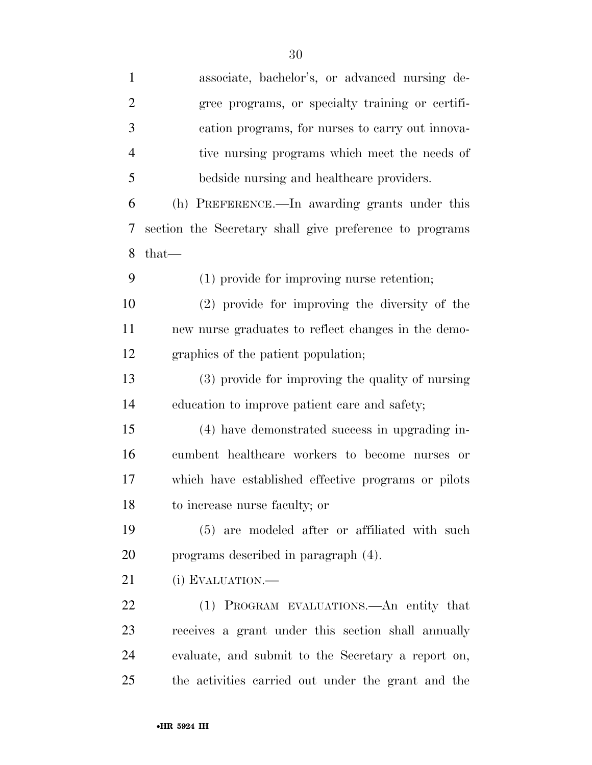associate, bachelor's, or advanced nursing degree programs, or specialty training or certification programs, for nurses to carry out innovative nursing programs which meet the needs of bedside nursing and healthcare providers.

(h) PREFERENCE.—In awarding grants under this section the Secretary shall give preference to programs that—

(1) provide for improving nurse retention;

(2) provide for improving the diversity of the new nurse graduates to reflect changes in the demographics of the patient population;

(3) provide for improving the quality of nursing education to improve patient care and safety;

(4) have demonstrated success in upgrading incumbent healthcare workers to become nurses or which have established effective programs or pilots to increase nurse faculty; or

(5) are modeled after or affiliated with such programs described in paragraph (4).

(i) EVALUATION.—

(1) PROGRAM EVALUATIONS.—An entity that receives a grant under this section shall annually evaluate, and submit to the Secretary a report on, the activities carried out under the grant and the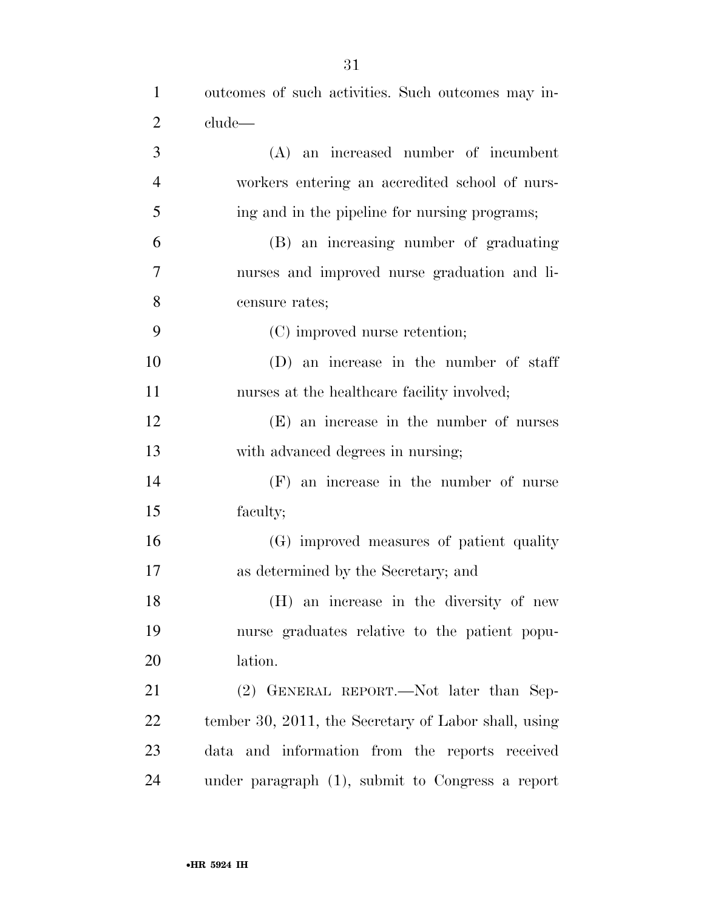outcomes of such activities. Such outcomes may include—

(A) an increased number of incumbent workers entering an accredited school of nursing and in the pipeline for nursing programs;

(B) an increasing number of graduating nurses and improved nurse graduation and licensure rates;

(C) improved nurse retention;

(D) an increase in the number of staff nurses at the healthcare facility involved;

(E) an increase in the number of nurses with advanced degrees in nursing;

(F) an increase in the number of nurse faculty;

(G) improved measures of patient quality as determined by the Secretary; and

(H) an increase in the diversity of new nurse graduates relative to the patient population.

(2) GENERAL REPORT.—Not later than September 30, 2011, the Secretary of Labor shall, using data and information from the reports received under paragraph (1), submit to Congress a report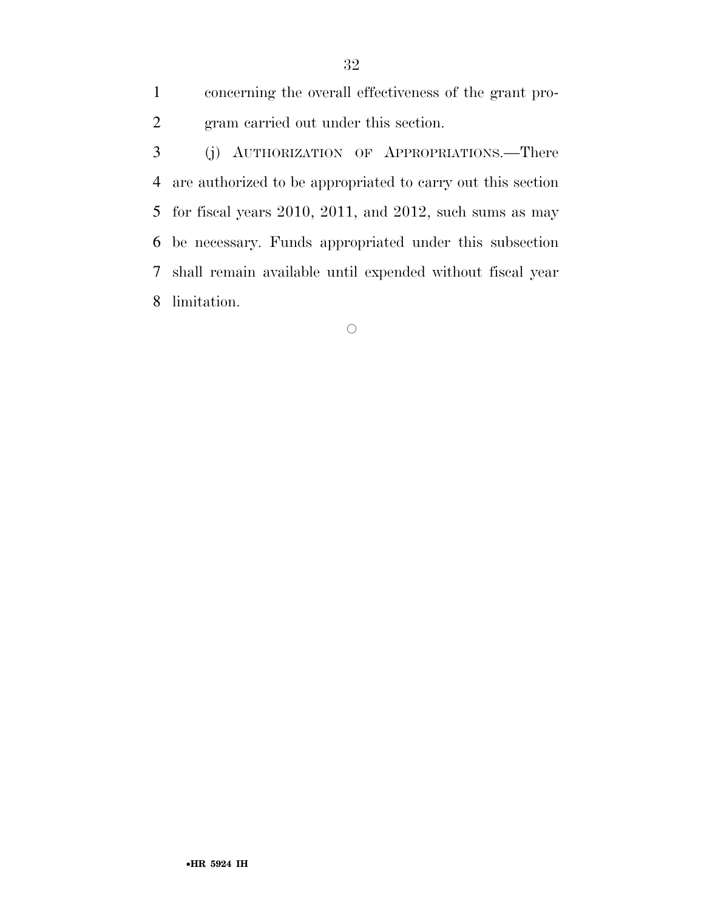concerning the overall effectiveness of the grant program carried out under this section.

(j) AUTHORIZATION OF APPROPRIATIONS.—There are authorized to be appropriated to carry out this section for fiscal years 2010, 2011, and 2012, such sums as may be necessary. Funds appropriated under this subsection shall remain available until expended without fiscal year limitation.

○